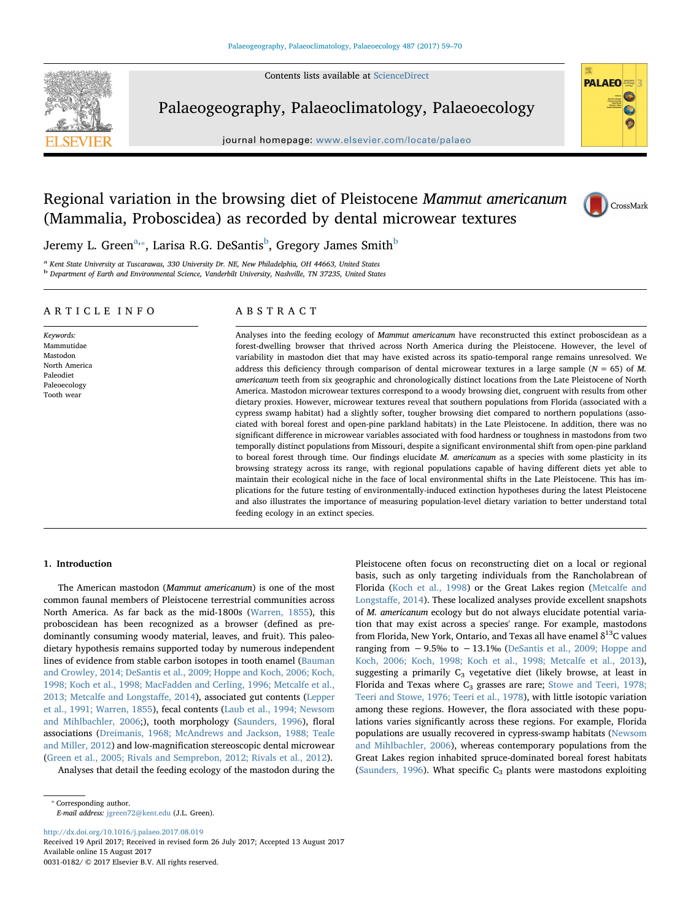Contents lists available at ScienceDirect

Palaeogeography, Palaeoclimatology, Palaeoecology

journal homepage: www.elsevier.com/locate/palaeo

# Regional variation in the browsing diet of Pleistocene *Mammut americanum* (Mammalia, Proboscidea) as recorded by dental microwear textures

Jeremy L. Green[a,*], Larisa R.G. DeSantis[b], Gregory James Smith[b]

[a] Kent State University at Tuscarawas, 330 University Dr. NE, New Philadelphia, OH 44663, United States
[b] Department of Earth and Environmental Science, Vanderbilt University, Nashville, TN 37235, United States

## ARTICLE INFO

*Keywords:*
Mammutidae
Mastodon
North America
Paleodiet
Paleoecology
Tooth wear

## ABSTRACT

Analyses into the feeding ecology of *Mammut americanum* have reconstructed this extinct proboscidean as a forest-dwelling browser that thrived across North America during the Pleistocene. However, the level of variability in mastodon diet that may have existed across its spatio-temporal range remains unresolved. We address this deficiency through comparison of dental microwear textures in a large sample ($N = 65$) of *M. americanum* teeth from six geographic and chronologically distinct locations from the Late Pleistocene of North America. Mastodon microwear textures correspond to a woody browsing diet, congruent with results from other dietary proxies. However, microwear textures reveal that southern populations from Florida (associated with a cypress swamp habitat) had a slightly softer, tougher browsing diet compared to northern populations (associated with boreal forest and open-pine parkland habitats) in the Late Pleistocene. In addition, there was no significant difference in microwear variables associated with food hardness or toughness in mastodons from two temporally distinct populations from Missouri, despite a significant environmental shift from open-pine parkland to boreal forest through time. Our findings elucidate *M. americanum* as a species with some plasticity in its browsing strategy across its range, with regional populations capable of having different diets yet able to maintain their ecological niche in the face of local environmental shifts in the Late Pleistocene. This has implications for the future testing of environmentally-induced extinction hypotheses during the latest Pleistocene and also illustrates the importance of measuring population-level dietary variation to better understand total feeding ecology in an extinct species.

## 1. Introduction

The American mastodon (*Mammut americanum*) is one of the most common faunal members of Pleistocene terrestrial communities across North America. As far back as the mid-1800s (Warren, 1855), this proboscidean has been recognized as a browser (defined as predominantly consuming woody material, leaves, and fruit). This paleodietary hypothesis remains supported today by numerous independent lines of evidence from stable carbon isotopes in tooth enamel (Bauman and Crowley, 2014; DeSantis et al., 2009; Hoppe and Koch, 2006; Koch, 1998; Koch et al., 1998; MacFadden and Cerling, 1996; Metcalfe et al., 2013; Metcalfe and Longstaffe, 2014), associated gut contents (Lepper et al., 1991; Warren, 1855), fecal contents (Laub et al., 1994; Newsom and Mihlbachler, 2006;), tooth morphology (Saunders, 1996), floral associations (Dreimanis, 1968; McAndrews and Jackson, 1988; Teale and Miller, 2012) and low-magnification stereoscopic dental microwear (Green et al., 2005; Rivals and Semprebon, 2012; Rivals et al., 2012).

Analyses that detail the feeding ecology of the mastodon during the Pleistocene often focus on reconstructing diet on a local or regional basis, such as only targeting individuals from the Rancholabrean of Florida (Koch et al., 1998) or the Great Lakes region (Metcalfe and Longstaffe, 2014). These localized analyses provide excellent snapshots of *M. americanum* ecology but do not always elucidate potential variation that may exist across a species' range. For example, mastodons from Florida, New York, Ontario, and Texas all have enamel $\delta^{13}C$ values ranging from −9.5‰ to −13.1‰ (DeSantis et al., 2009; Hoppe and Koch, 2006; Koch, 1998; Koch et al., 1998; Metcalfe et al., 2013), suggesting a primarily $C_3$ vegetative diet (likely browse, at least in Florida and Texas where $C_3$ grasses are rare; Stowe and Teeri, 1978; Teeri and Stowe, 1976; Teeri et al., 1978), with little isotopic variation among these regions. However, the flora associated with these populations varies significantly across these regions. For example, Florida populations are usually recovered in cypress-swamp habitats (Newsom and Mihlbachler, 2006), whereas contemporary populations from the Great Lakes region inhabited spruce-dominated boreal forest habitats (Saunders, 1996). What specific $C_3$ plants were mastodons exploiting

\* Corresponding author.
*E-mail address:* jgreen72@kent.edu (J.L. Green).

http://dx.doi.org/10.1016/j.palaeo.2017.08.019
Received 19 April 2017; Received in revised form 26 July 2017; Accepted 13 August 2017
Available online 15 August 2017
0031-0182/ © 2017 Elsevier B.V. All rights reserved.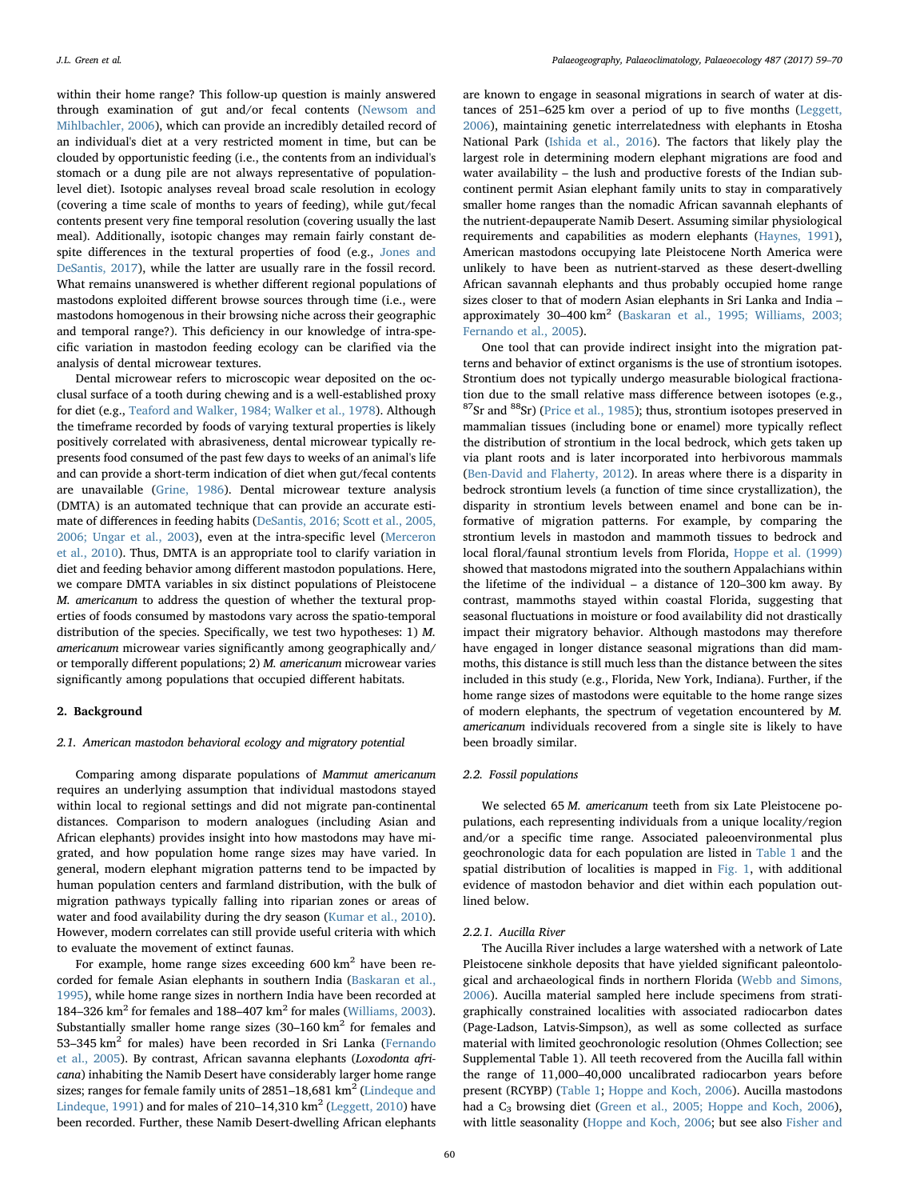within their home range? This follow-up question is mainly answered through examination of gut and/or fecal contents (Newsom and Mihlbachler, 2006), which can provide an incredibly detailed record of an individual's diet at a very restricted moment in time, but can be clouded by opportunistic feeding (i.e., the contents from an individual's stomach or a dung pile are not always representative of population-level diet). Isotopic analyses reveal broad scale resolution in ecology (covering a time scale of months to years of feeding), while gut/fecal contents present very fine temporal resolution (covering usually the last meal). Additionally, isotopic changes may remain fairly constant despite differences in the textural properties of food (e.g., Jones and DeSantis, 2017), while the latter are usually rare in the fossil record. What remains unanswered is whether different regional populations of mastodons exploited different browse sources through time (i.e., were mastodons homogenous in their browsing niche across their geographic and temporal range?). This deficiency in our knowledge of intra-specific variation in mastodon feeding ecology can be clarified via the analysis of dental microwear textures.

Dental microwear refers to microscopic wear deposited on the occlusal surface of a tooth during chewing and is a well-established proxy for diet (e.g., Teaford and Walker, 1984; Walker et al., 1978). Although the timeframe recorded by foods of varying textural properties is likely positively correlated with abrasiveness, dental microwear typically represents food consumed of the past few days to weeks of an animal's life and can provide a short-term indication of diet when gut/fecal contents are unavailable (Grine, 1986). Dental microwear texture analysis (DMTA) is an automated technique that can provide an accurate estimate of differences in feeding habits (DeSantis, 2016; Scott et al., 2005, 2006; Ungar et al., 2003), even at the intra-specific level (Merceron et al., 2010). Thus, DMTA is an appropriate tool to clarify variation in diet and feeding behavior among different mastodon populations. Here, we compare DMTA variables in six distinct populations of Pleistocene *M. americanum* to address the question of whether the textural properties of foods consumed by mastodons vary across the spatio-temporal distribution of the species. Specifically, we test two hypotheses: 1) *M. americanum* microwear varies significantly among geographically and/or temporally different populations; 2) *M. americanum* microwear varies significantly among populations that occupied different habitats.

## 2. Background

### 2.1. American mastodon behavioral ecology and migratory potential

Comparing among disparate populations of *Mammut americanum* requires an underlying assumption that individual mastodons stayed within local to regional settings and did not migrate pan-continental distances. Comparison to modern analogues (including Asian and African elephants) provides insight into how mastodons may have migrated, and how population home range sizes may have varied. In general, modern elephant migration patterns tend to be impacted by human population centers and farmland distribution, with the bulk of migration pathways typically falling into riparian zones or areas of water and food availability during the dry season (Kumar et al., 2010). However, modern correlates can still provide useful criteria with which to evaluate the movement of extinct faunas.

For example, home range sizes exceeding 600 $km^2$ have been recorded for female Asian elephants in southern India (Baskaran et al., 1995), while home range sizes in northern India have been recorded at 184–326 $km^2$ for females and 188–407 $km^2$ for males (Williams, 2003). Substantially smaller home range sizes (30–160 $km^2$ for females and 53–345 $km^2$ for males) have been recorded in Sri Lanka (Fernando et al., 2005). By contrast, African savanna elephants (*Loxodonta africana*) inhabiting the Namib Desert have considerably larger home range sizes; ranges for female family units of 2851–18,681 $km^2$ (Lindeque and Lindeque, 1991) and for males of 210–14,310 $km^2$ (Leggett, 2010) have been recorded. Further, these Namib Desert-dwelling African elephants are known to engage in seasonal migrations in search of water at distances of 251–625 km over a period of up to five months (Leggett, 2006), maintaining genetic interrelatedness with elephants in Etosha National Park (Ishida et al., 2016). The factors that likely play the largest role in determining modern elephant migrations are food and water availability – the lush and productive forests of the Indian subcontinent permit Asian elephant family units to stay in comparatively smaller home ranges than the nomadic African savannah elephants of the nutrient-depauperate Namib Desert. Assuming similar physiological requirements and capabilities as modern elephants (Haynes, 1991), American mastodons occupying late Pleistocene North America were unlikely to have been as nutrient-starved as these desert-dwelling African savannah elephants and thus probably occupied home range sizes closer to that of modern Asian elephants in Sri Lanka and India – approximately 30–400 $km^2$ (Baskaran et al., 1995; Williams, 2003; Fernando et al., 2005).

One tool that can provide indirect insight into the migration patterns and behavior of extinct organisms is the use of strontium isotopes. Strontium does not typically undergo measurable biological fractionation due to the small relative mass difference between isotopes (e.g., $^{87}Sr$ and $^{88}Sr$) (Price et al., 1985); thus, strontium isotopes preserved in mammalian tissues (including bone or enamel) more typically reflect the distribution of strontium in the local bedrock, which gets taken up via plant roots and is later incorporated into herbivorous mammals (Ben-David and Flaherty, 2012). In areas where there is a disparity in bedrock strontium levels (a function of time since crystallization), the disparity in strontium levels between enamel and bone can be informative of migration patterns. For example, by comparing the strontium levels in mastodon and mammoth tissues to bedrock and local floral/faunal strontium levels from Florida, Hoppe et al. (1999) showed that mastodons migrated into the southern Appalachians within the lifetime of the individual – a distance of 120–300 km away. By contrast, mammoths stayed within coastal Florida, suggesting that seasonal fluctuations in moisture or food availability did not drastically impact their migratory behavior. Although mastodons may therefore have engaged in longer distance seasonal migrations than did mammoths, this distance is still much less than the distance between the sites included in this study (e.g., Florida, New York, Indiana). Further, if the home range sizes of mastodons were equitable to the home range sizes of modern elephants, the spectrum of vegetation encountered by *M. americanum* individuals recovered from a single site is likely to have been broadly similar.

### 2.2. Fossil populations

We selected 65 *M. americanum* teeth from six Late Pleistocene populations, each representing individuals from a unique locality/region and/or a specific time range. Associated paleoenvironmental plus geochronologic data for each population are listed in Table 1 and the spatial distribution of localities is mapped in Fig. 1, with additional evidence of mastodon behavior and diet within each population outlined below.

#### 2.2.1. Aucilla River

The Aucilla River includes a large watershed with a network of Late Pleistocene sinkhole deposits that have yielded significant paleontological and archaeological finds in northern Florida (Webb and Simons, 2006). Aucilla material sampled here include specimens from stratigraphically constrained localities with associated radiocarbon dates (Page-Ladson, Latvis-Simpson), as well as some collected as surface material with limited geochronologic resolution (Ohmes Collection; see Supplemental Table 1). All teeth recovered from the Aucilla fall within the range of 11,000–40,000 uncalibrated radiocarbon years before present (RCYBP) (Table 1; Hoppe and Koch, 2006). Aucilla mastodons had a $C_3$ browsing diet (Green et al., 2005; Hoppe and Koch, 2006), with little seasonality (Hoppe and Koch, 2006; but see also Fisher and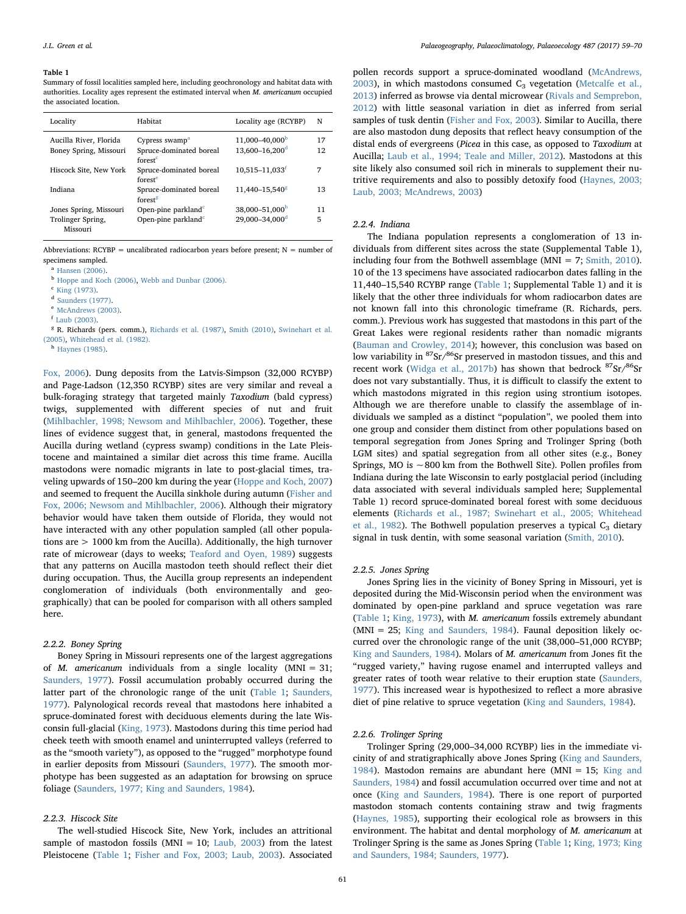**Table 1**
Summary of fossil localities sampled here, including geochronology and habitat data with authorities. Locality ages represent the estimated interval when *M. americanum* occupied the associated location.

| Locality | Habitat | Locality age (RCYBP) | N |
|---|---|---|---|
| Aucilla River, Florida | Cypress swamp[a] | 11,000–40,000[b] | 17 |
| Boney Spring, Missouri | Spruce-dominated boreal forest[c] | 13,600–16,200[d] | 12 |
| Hiscock Site, New York | Spruce-dominated boreal forest[e] | 10,515–11,033[f] | 7 |
| Indiana | Spruce-dominated boreal forest[g] | 11,440–15,540[g] | 13 |
| Jones Spring, Missouri | Open-pine parkland[c] | 38,000–51,000[h] | 11 |
| Trolinger Spring, Missouri | Open-pine parkland[c] | 29,000–34,000[d] | 5 |

Abbreviations: RCYBP = uncalibrated radiocarbon years before present; N = number of specimens sampled.
[a] Hansen (2006).
[b] Hoppe and Koch (2006), Webb and Dunbar (2006).
[c] King (1973).
[d] Saunders (1977).
[e] McAndrews (2003).
[f] Laub (2003).
[g] R. Richards (pers. comm.), Richards et al. (1987), Smith (2010), Swinehart et al. (2005), Whitehead et al. (1982).
[h] Haynes (1985).

Fox, 2006). Dung deposits from the Latvis-Simpson (32,000 RCYBP) and Page-Ladson (12,350 RCYBP) sites are very similar and reveal a bulk-foraging strategy that targeted mainly *Taxodium* (bald cypress) twigs, supplemented with different species of nut and fruit (Mihlbachler, 1998; Newsom and Mihlbachler, 2006). Together, these lines of evidence suggest that, in general, mastodons frequented the Aucilla during wetland (cypress swamp) conditions in the Late Pleistocene and maintained a similar diet across this time frame. Aucilla mastodons were nomadic migrants in late to post-glacial times, traveling upwards of 150–200 km during the year (Hoppe and Koch, 2007) and seemed to frequent the Aucilla sinkhole during autumn (Fisher and Fox, 2006; Newsom and Mihlbachler, 2006). Although their migratory behavior would have taken them outside of Florida, they would not have interacted with any other population sampled (all other populations are > 1000 km from the Aucilla). Additionally, the high turnover rate of microwear (days to weeks; Teaford and Oyen, 1989) suggests that any patterns on Aucilla mastodon teeth should reflect their diet during occupation. Thus, the Aucilla group represents an independent conglomeration of individuals (both environmentally and geographically) that can be pooled for comparison with all others sampled here.

#### 2.2.2. Boney Spring

Boney Spring in Missouri represents one of the largest aggregations of *M. americanum* individuals from a single locality (MNI = 31; Saunders, 1977). Fossil accumulation probably occurred during the latter part of the chronologic range of the unit (Table 1; Saunders, 1977). Palynological records reveal that mastodons here inhabited a spruce-dominated forest with deciduous elements during the late Wisconsin full-glacial (King, 1973). Mastodons during this time period had cheek teeth with smooth enamel and uninterrupted valleys (referred to as the "smooth variety"), as opposed to the "rugged" morphotype found in earlier deposits from Missouri (Saunders, 1977). The smooth morphotype has been suggested as an adaptation for browsing on spruce foliage (Saunders, 1977; King and Saunders, 1984).

#### 2.2.3. Hiscock Site

The well-studied Hiscock Site, New York, includes an attritional sample of mastodon fossils (MNI = 10; Laub, 2003) from the latest Pleistocene (Table 1; Fisher and Fox, 2003; Laub, 2003). Associated pollen records support a spruce-dominated woodland (McAndrews, 2003), in which mastodons consumed $C_3$ vegetation (Metcalfe et al., 2013) inferred as browse via dental microwear (Rivals and Semprebon, 2012) with little seasonal variation in diet as inferred from serial samples of tusk dentin (Fisher and Fox, 2003). Similar to Aucilla, there are also mastodon dung deposits that reflect heavy consumption of the distal ends of evergreens (*Picea* in this case, as opposed to *Taxodium* at Aucilla; Laub et al., 1994; Teale and Miller, 2012). Mastodons at this site likely also consumed soil rich in minerals to supplement their nutritive requirements and also to possibly detoxify food (Haynes, 2003; Laub, 2003; McAndrews, 2003)

#### 2.2.4. Indiana

The Indiana population represents a conglomeration of 13 individuals from different sites across the state (Supplemental Table 1), including four from the Bothwell assemblage (MNI = 7; Smith, 2010). 10 of the 13 specimens have associated radiocarbon dates falling in the 11,440–15,540 RCYBP range (Table 1; Supplemental Table 1) and it is likely that the other three individuals for whom radiocarbon dates are not known fall into this chronologic timeframe (R. Richards, pers. comm.). Previous work has suggested that mastodons in this part of the Great Lakes were regional residents rather than nomadic migrants (Bauman and Crowley, 2014); however, this conclusion was based on low variability in $^{87}Sr/^{86}Sr$ preserved in mastodon tissues, and this and recent work (Widga et al., 2017b) has shown that bedrock $^{87}Sr/^{86}Sr$ does not vary substantially. Thus, it is difficult to classify the extent to which mastodons migrated in this region using strontium isotopes. Although we are therefore unable to classify the assemblage of individuals we sampled as a distinct "population", we pooled them into one group and consider them distinct from other populations based on temporal segregation from Jones Spring and Trolinger Spring (both LGM sites) and spatial segregation from all other sites (e.g., Boney Springs, MO is ~800 km from the Bothwell Site). Pollen profiles from Indiana during the late Wisconsin to early postglacial period (including data associated with several individuals sampled here; Supplemental Table 1) record spruce-dominated boreal forest with some deciduous elements (Richards et al., 1987; Swinehart et al., 2005; Whitehead et al., 1982). The Bothwell population preserves a typical $C_3$ dietary signal in tusk dentin, with some seasonal variation (Smith, 2010).

#### 2.2.5. Jones Spring

Jones Spring lies in the vicinity of Boney Spring in Missouri, yet is deposited during the Mid-Wisconsin period when the environment was dominated by open-pine parkland and spruce vegetation was rare (Table 1; King, 1973), with *M. americanum* fossils extremely abundant (MNI = 25; King and Saunders, 1984). Faunal deposition likely occurred over the chronologic range of the unit (38,000–51,000 RCYBP; King and Saunders, 1984). Molars of *M. americanum* from Jones fit the "rugged variety," having rugose enamel and interrupted valleys and greater rates of tooth wear relative to their eruption state (Saunders, 1977). This increased wear is hypothesized to reflect a more abrasive diet of pine relative to spruce vegetation (King and Saunders, 1984).

#### 2.2.6. Trolinger Spring

Trolinger Spring (29,000–34,000 RCYBP) lies in the immediate vicinity of and stratigraphically above Jones Spring (King and Saunders, 1984). Mastodon remains are abundant here (MNI = 15; King and Saunders, 1984) and fossil accumulation occurred over time and not at once (King and Saunders, 1984). There is one report of purported mastodon stomach contents containing straw and twig fragments (Haynes, 1985), supporting their ecological role as browsers in this environment. The habitat and dental morphology of *M. americanum* at Trolinger Spring is the same as Jones Spring (Table 1; King, 1973; King and Saunders, 1984; Saunders, 1977).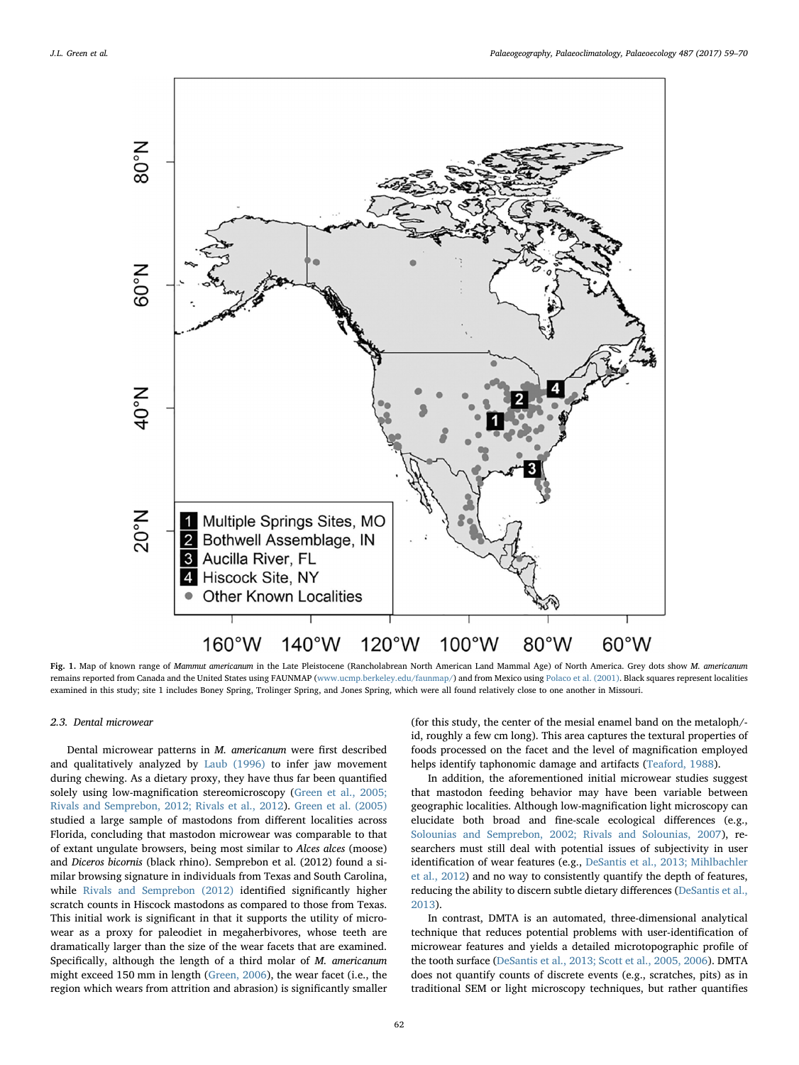**Fig. 1.** Map of known range of *Mammut americanum* in the Late Pleistocene (Rancholabrean North American Land Mammal Age) of North America. Grey dots show *M. americanum* remains reported from Canada and the United States using FAUNMAP (www.ucmp.berkeley.edu/faunmap/) and from Mexico using Polaco et al. (2001). Black squares represent localities examined in this study; site 1 includes Boney Spring, Trolinger Spring, and Jones Spring, which were all found relatively close to one another in Missouri.

### 2.3. Dental microwear

Dental microwear patterns in *M. americanum* were first described and qualitatively analyzed by Laub (1996) to infer jaw movement during chewing. As a dietary proxy, they have thus far been quantified solely using low-magnification stereomicroscopy (Green et al., 2005; Rivals and Semprebon, 2012; Rivals et al., 2012). Green et al. (2005) studied a large sample of mastodons from different localities across Florida, concluding that mastodon microwear was comparable to that of extant ungulate browsers, being most similar to *Alces alces* (moose) and *Diceros bicornis* (black rhino). Semprebon et al. (2012) found a similar browsing signature in individuals from Texas and South Carolina, while Rivals and Semprebon (2012) identified significantly higher scratch counts in Hiscock mastodons as compared to those from Texas. This initial work is significant in that it supports the utility of microwear as a proxy for paleodiet in megaherbivores, whose teeth are dramatically larger than the size of the wear facets that are examined. Specifically, although the length of a third molar of *M. americanum* might exceed 150 mm in length (Green, 2006), the wear facet (i.e., the region which wears from attrition and abrasion) is significantly smaller (for this study, the center of the mesial enamel band on the metaloph/-id, roughly a few cm long). This area captures the textural properties of foods processed on the facet and the level of magnification employed helps identify taphonomic damage and artifacts (Teaford, 1988).

In addition, the aforementioned initial microwear studies suggest that mastodon feeding behavior may have been variable between geographic localities. Although low-magnification light microscopy can elucidate both broad and fine-scale ecological differences (e.g., Solounias and Semprebon, 2002; Rivals and Solounias, 2007), researchers must still deal with potential issues of subjectivity in user identification of wear features (e.g., DeSantis et al., 2013; Mihlbachler et al., 2012) and no way to consistently quantify the depth of features, reducing the ability to discern subtle dietary differences (DeSantis et al., 2013).

In contrast, DMTA is an automated, three-dimensional analytical technique that reduces potential problems with user-identification of microwear features and yields a detailed microtopographic profile of the tooth surface (DeSantis et al., 2013; Scott et al., 2005, 2006). DMTA does not quantify counts of discrete events (e.g., scratches, pits) as in traditional SEM or light microscopy techniques, but rather quantifies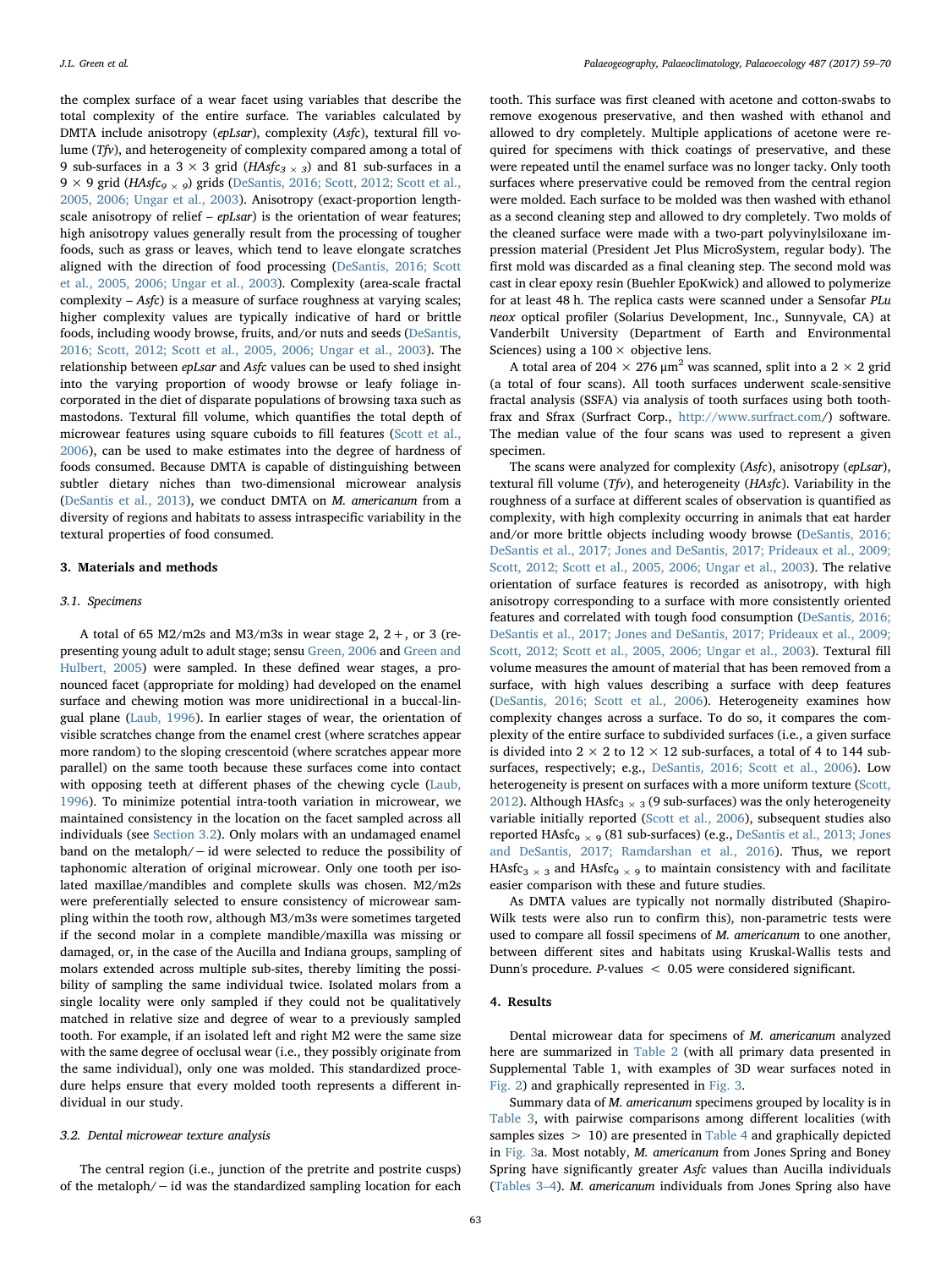the complex surface of a wear facet using variables that describe the total complexity of the entire surface. The variables calculated by DMTA include anisotropy (*epLsar*), complexity (*Asfc*), textural fill volume (*Tfv*), and heterogeneity of complexity compared among a total of 9 sub-surfaces in a 3 × 3 grid ($HAsfc_{3 \times 3}$) and 81 sub-surfaces in a 9 × 9 grid ($HAsfc_{9 \times 9}$) grids (DeSantis, 2016; Scott, 2012; Scott et al., 2005, 2006; Ungar et al., 2003). Anisotropy (exact-proportion length-scale anisotropy of relief – *epLsar*) is the orientation of wear features; high anisotropy values generally result from the processing of tougher foods, such as grass or leaves, which tend to leave elongate scratches aligned with the direction of food processing (DeSantis, 2016; Scott et al., 2005, 2006; Ungar et al., 2003). Complexity (area-scale fractal complexity – *Asfc*) is a measure of surface roughness at varying scales; higher complexity values are typically indicative of hard or brittle foods, including woody browse, fruits, and/or nuts and seeds (DeSantis, 2016; Scott, 2012; Scott et al., 2005, 2006; Ungar et al., 2003). The relationship between *epLsar* and *Asfc* values can be used to shed insight into the varying proportion of woody browse or leafy foliage incorporated in the diet of disparate populations of browsing taxa such as mastodons. Textural fill volume, which quantifies the total depth of microwear features using square cuboids to fill features (Scott et al., 2006), can be used to make estimates into the degree of hardness of foods consumed. Because DMTA is capable of distinguishing between subtler dietary niches than two-dimensional microwear analysis (DeSantis et al., 2013), we conduct DMTA on *M. americanum* from a diversity of regions and habitats to assess intraspecific variability in the textural properties of food consumed.

## 3. Materials and methods

### 3.1. Specimens

A total of 65 M2/m2s and M3/m3s in wear stage 2, 2 +, or 3 (representing young adult to adult stage; sensu Green, 2006 and Green and Hulbert, 2005) were sampled. In these defined wear stages, a pronounced facet (appropriate for molding) had developed on the enamel surface and chewing motion was more unidirectional in a buccal-lingual plane (Laub, 1996). In earlier stages of wear, the orientation of visible scratches change from the enamel crest (where scratches appear more random) to the sloping crescentoid (where scratches appear more parallel) on the same tooth because these surfaces come into contact with opposing teeth at different phases of the chewing cycle (Laub, 1996). To minimize potential intra-tooth variation in microwear, we maintained consistency in the location on the facet sampled across all individuals (see Section 3.2). Only molars with an undamaged enamel band on the metaloph/ − id were selected to reduce the possibility of taphonomic alteration of original microwear. Only one tooth per isolated maxillae/mandibles and complete skulls was chosen. M2/m2s were preferentially selected to ensure consistency of microwear sampling within the tooth row, although M3/m3s were sometimes targeted if the second molar in a complete mandible/maxilla was missing or damaged, or, in the case of the Aucilla and Indiana groups, sampling of molars extended across multiple sub-sites, thereby limiting the possibility of sampling the same individual twice. Isolated molars from a single locality were only sampled if they could not be qualitatively matched in relative size and degree of wear to a previously sampled tooth. For example, if an isolated left and right M2 were the same size with the same degree of occlusal wear (i.e., they possibly originate from the same individual), only one was molded. This standardized procedure helps ensure that every molded tooth represents a different individual in our study.

### 3.2. Dental microwear texture analysis

The central region (i.e., junction of the pretrite and postrite cusps) of the metaloph/ − id was the standardized sampling location for each tooth. This surface was first cleaned with acetone and cotton-swabs to remove exogenous preservative, and then washed with ethanol and allowed to dry completely. Multiple applications of acetone were required for specimens with thick coatings of preservative, and these were repeated until the enamel surface was no longer tacky. Only tooth surfaces where preservative could be removed from the central region were molded. Each surface to be molded was then washed with ethanol as a second cleaning step and allowed to dry completely. Two molds of the cleaned surface were made with a two-part polyvinylsiloxane impression material (President Jet Plus MicroSystem, regular body). The first mold was discarded as a final cleaning step. The second mold was cast in clear epoxy resin (Buehler EpoKwick) and allowed to polymerize for at least 48 h. The replica casts were scanned under a Sensofar *PLu neox* optical profiler (Solarius Development, Inc., Sunnyvale, CA) at Vanderbilt University (Department of Earth and Environmental Sciences) using a 100 × objective lens.

A total area of 204 × 276 $\mu m^2$ was scanned, split into a 2 × 2 grid (a total of four scans). All tooth surfaces underwent scale-sensitive fractal analysis (SSFA) via analysis of tooth surfaces using both toothfrax and Sfrax (Surfract Corp., http://www.surfract.com/) software. The median value of the four scans was used to represent a given specimen.

The scans were analyzed for complexity (*Asfc*), anisotropy (*epLsar*), textural fill volume (*Tfv*), and heterogeneity (*HAsfc*). Variability in the roughness of a surface at different scales of observation is quantified as complexity, with high complexity occurring in animals that eat harder and/or more brittle objects including woody browse (DeSantis, 2016; DeSantis et al., 2017; Jones and DeSantis, 2017; Prideaux et al., 2009; Scott, 2012; Scott et al., 2005, 2006; Ungar et al., 2003). The relative orientation of surface features is recorded as anisotropy, with high anisotropy corresponding to a surface with more consistently oriented features and correlated with tough food consumption (DeSantis, 2016; DeSantis et al., 2017; Jones and DeSantis, 2017; Prideaux et al., 2009; Scott, 2012; Scott et al., 2005, 2006; Ungar et al., 2003). Textural fill volume measures the amount of material that has been removed from a surface, with high values describing a surface with deep features (DeSantis, 2016; Scott et al., 2006). Heterogeneity examines how complexity changes across a surface. To do so, it compares the complexity of the entire surface to subdivided surfaces (i.e., a given surface is divided into 2 × 2 to 12 × 12 sub-surfaces, a total of 4 to 144 sub-surfaces, respectively; e.g., DeSantis, 2016; Scott et al., 2006). Low heterogeneity is present on surfaces with a more uniform texture (Scott, 2012). Although $HAsfc_{3 \times 3}$ (9 sub-surfaces) was the only heterogeneity variable initially reported (Scott et al., 2006), subsequent studies also reported $HAsfc_{9 \times 9}$ (81 sub-surfaces) (e.g., DeSantis et al., 2013; Jones and DeSantis, 2017; Ramdarshan et al., 2016). Thus, we report $HAsfc_{3 \times 3}$ and $HAsfc_{9 \times 9}$ to maintain consistency with and facilitate easier comparison with these and future studies.

As DMTA values are typically not normally distributed (Shapiro-Wilk tests were also run to confirm this), non-parametric tests were used to compare all fossil specimens of *M. americanum* to one another, between different sites and habitats using Kruskal-Wallis tests and Dunn's procedure. *P*-values $< 0.05$ were considered significant.

## 4. Results

Dental microwear data for specimens of *M. americanum* analyzed here are summarized in Table 2 (with all primary data presented in Supplemental Table 1, with examples of 3D wear surfaces noted in Fig. 2) and graphically represented in Fig. 3.

Summary data of *M. americanum* specimens grouped by locality is in Table 3, with pairwise comparisons among different localities (with samples sizes $> 10$) are presented in Table 4 and graphically depicted in Fig. 3a. Most notably, *M. americanum* from Jones Spring and Boney Spring have significantly greater *Asfc* values than Aucilla individuals (Tables 3–4). *M. americanum* individuals from Jones Spring also have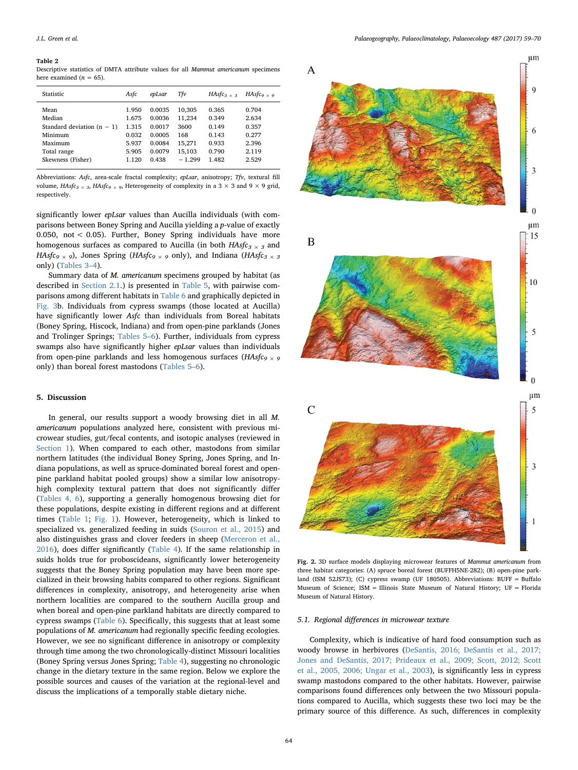**Table 2**
Descriptive statistics of DMTA attribute values for all *Mammut americanum* specimens here examined (n = 65).

| Statistic | *Asfc* | *epLsar* | *Tfv* | *HAsfc*$_{3 \times 3}$ | *HAsfc*$_{9 \times 9}$ |
|---|---|---|---|---|---|
| Mean | 1.950 | 0.0035 | 10,305 | 0.365 | 0.704 |
| Median | 1.675 | 0.0036 | 11,234 | 0.349 | 2.634 |
| Standard deviation (n − 1) | 1.315 | 0.0017 | 3600 | 0.149 | 0.357 |
| Minimum | 0.032 | 0.0005 | 168 | 0.143 | 0.277 |
| Maximum | 5.937 | 0.0084 | 15,271 | 0.933 | 2.396 |
| Total range | 5.905 | 0.0079 | 15,103 | 0.790 | 2.119 |
| Skewness (Fisher) | 1.120 | 0.438 | − 1.299 | 1.482 | 2.529 |

Abbreviations: *Asfc*, area-scale fractal complexity; *epLsar*, anisotropy; *Tfv*, textural fill volume, *HAsfc*$_{3 \times 3}$, *HAsfc*$_{9 \times 9}$, Heterogeneity of complexity in a 3 × 3 and 9 × 9 grid, respectively.

significantly lower *epLsar* values than Aucilla individuals (with comparisons between Boney Spring and Aucilla yielding a p-value of exactly 0.050, not < 0.05). Further, Boney Spring individuals have more homogenous surfaces as compared to Aucilla (in both *HAsfc*$_{3 \times 3}$ and *HAsfc*$_{9 \times 9}$), Jones Spring (*HAsfc*$_{9 \times 9}$ only), and Indiana (*HAsfc*$_{3 \times 3}$ only) (Tables 3–4).

Summary data of *M. americanum* specimens grouped by habitat (as described in Section 2.1.) is presented in Table 5, with pairwise comparisons among different habitats in Table 6 and graphically depicted in Fig. 3b. Individuals from cypress swamps (those located at Aucilla) have significantly lower *Asfc* than individuals from Boreal habitats (Boney Spring, Hiscock, Indiana) and from open-pine parklands (Jones and Trolinger Springs; Tables 5–6). Further, individuals from cypress swamps also have significantly higher *epLsar* values than individuals from open-pine parklands and less homogenous surfaces (*HAsfc*$_{9 \times 9}$ only) than boreal forest mastodons (Tables 5–6).

## 5. Discussion

In general, our results support a woody browsing diet in all *M. americanum* populations analyzed here, consistent with previous microwear studies, gut/fecal contents, and isotopic analyses (reviewed in Section 1). When compared to each other, mastodons from similar northern latitudes (the individual Boney Spring, Jones Spring, and Indiana populations, as well as spruce-dominated boreal forest and open-pine parkland habitat pooled groups) show a similar low anisotropy-high complexity textural pattern that does not significantly differ (Tables 4, 6), supporting a generally homogenous browsing diet for these populations, despite existing in different regions and at different times (Table 1; Fig. 1). However, heterogeneity, which is linked to specialized vs. generalized feeding in suids (Souron et al., 2015) and also distinguishes grass and clover feeders in sheep (Merceron et al., 2016), does differ significantly (Table 4). If the same relationship in suids holds true for proboscideans, significantly lower heterogeneity suggests that the Boney Spring population may have been more specialized in their browsing habits compared to other regions. Significant differences in complexity, anisotropy, and heterogeneity arise when northern localities are compared to the southern Aucilla group and when boreal and open-pine parkland habitats are directly compared to cypress swamps (Table 6). Specifically, this suggests that at least some populations of *M. americanum* had regionally specific feeding ecologies. However, we see no significant difference in anisotropy or complexity through time among the two chronologically-distinct Missouri localities (Boney Spring versus Jones Spring; Table 4), suggesting no chronologic change in the dietary texture in the same region. Below we explore the possible sources and causes of the variation at the regional-level and discuss the implications of a temporally stable dietary niche.

Fig. 2. 3D surface models displaying microwear features of *Mammut americanum* from three habitat categories: (A) spruce boreal forest (BUFFH5NE-282); (B) open-pine parkland (ISM 52JS73); (C) cypress swamp (UF 180505). Abbreviations: BUFF = Buffalo Museum of Science; ISM = Illinois State Museum of Natural History; UF = Florida Museum of Natural History.

### 5.1. Regional differences in microwear texture

Complexity, which is indicative of hard food consumption such as woody browse in herbivores (DeSantis, 2016; DeSantis et al., 2017; Jones and DeSantis, 2017; Prideaux et al., 2009; Scott, 2012; Scott et al., 2005, 2006; Ungar et al., 2003), is significantly less in cypress swamp mastodons compared to the other habitats. However, pairwise comparisons found differences only between the two Missouri populations compared to Aucilla, which suggests these two loci may be the primary source of this difference. As such, differences in complexity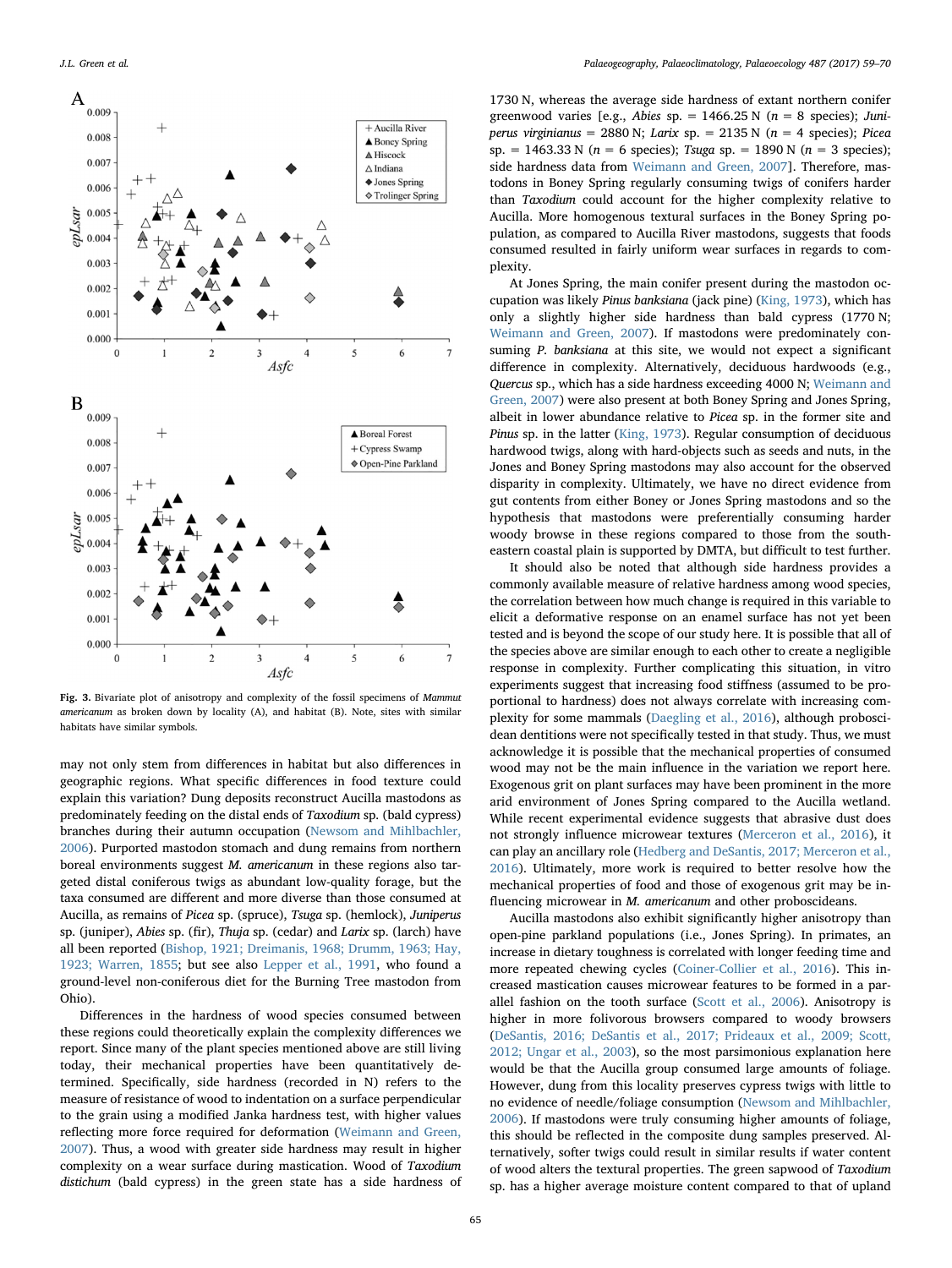Fig. 3. Bivariate plot of anisotropy and complexity of the fossil specimens of *Mammut americanum* as broken down by locality (A), and habitat (B). Note, sites with similar habitats have similar symbols.

may not only stem from differences in habitat but also differences in geographic regions. What specific differences in food texture could explain this variation? Dung deposits reconstruct Aucilla mastodons as predominately feeding on the distal ends of *Taxodium* sp. (bald cypress) branches during their autumn occupation (Newsom and Mihlbachler, 2006). Purported mastodon stomach and dung remains from northern boreal environments suggest *M. americanum* in these regions also targeted distal coniferous twigs as abundant low-quality forage, but the taxa consumed are different and more diverse than those consumed at Aucilla, as remains of *Picea* sp. (spruce), *Tsuga* sp. (hemlock), *Juniperus* sp. (juniper), *Abies* sp. (fir), *Thuja* sp. (cedar) and *Larix* sp. (larch) have all been reported (Bishop, 1921; Dreimanis, 1968; Drumm, 1963; Hay, 1923; Warren, 1855; but see also Lepper et al., 1991, who found a ground-level non-coniferous diet for the Burning Tree mastodon from Ohio).

Differences in the hardness of wood species consumed between these regions could theoretically explain the complexity differences we report. Since many of the plant species mentioned above are still living today, their mechanical properties have been quantitatively determined. Specifically, side hardness (recorded in N) refers to the measure of resistance of wood to indentation on a surface perpendicular to the grain using a modified Janka hardness test, with higher values reflecting more force required for deformation (Weimann and Green, 2007). Thus, a wood with greater side hardness may result in higher complexity on a wear surface during mastication. Wood of *Taxodium distichum* (bald cypress) in the green state has a side hardness of 1730 N, whereas the average side hardness of extant northern conifer greenwood varies [e.g., *Abies* sp. = 1466.25 N ($n = 8$ species); *Juniperus virginianus* = 2880 N; *Larix* sp. = 2135 N ($n = 4$ species); *Picea* sp. = 1463.33 N ($n = 6$ species); *Tsuga* sp. = 1890 N ($n = 3$ species); side hardness data from Weimann and Green, 2007]. Therefore, mastodons in Boney Spring regularly consuming twigs of conifers harder than *Taxodium* could account for the higher complexity relative to Aucilla. More homogenous textural surfaces in the Boney Spring population, as compared to Aucilla River mastodons, suggests that foods consumed resulted in fairly uniform wear surfaces in regards to complexity.

At Jones Spring, the main conifer present during the mastodon occupation was likely *Pinus banksiana* (jack pine) (King, 1973), which has only a slightly higher side hardness than bald cypress (1770 N; Weimann and Green, 2007). If mastodons were predominately consuming *P. banksiana* at this site, we would not expect a significant difference in complexity. Alternatively, deciduous hardwoods (e.g., *Quercus* sp., which has a side hardness exceeding 4000 N; Weimann and Green, 2007) were also present at both Boney Spring and Jones Spring, albeit in lower abundance relative to *Picea* sp. in the former site and *Pinus* sp. in the latter (King, 1973). Regular consumption of deciduous hardwood twigs, along with hard-objects such as seeds and nuts, in the Jones and Boney Spring mastodons may also account for the observed disparity in complexity. Ultimately, we have no direct evidence from gut contents from either Boney or Jones Spring mastodons and so the hypothesis that mastodons were preferentially consuming harder woody browse in these regions compared to those from the southeastern coastal plain is supported by DMTA, but difficult to test further.

It should also be noted that although side hardness provides a commonly available measure of relative hardness among wood species, the correlation between how much change is required in this variable to elicit a deformative response on an enamel surface has not yet been tested and is beyond the scope of our study here. It is possible that all of the species above are similar enough to each other to create a negligible response in complexity. Further complicating this situation, in vitro experiments suggest that increasing food stiffness (assumed to be proportional to hardness) does not always correlate with increasing complexity for some mammals (Daegling et al., 2016), although proboscidean dentitions were not specifically tested in that study. Thus, we must acknowledge it is possible that the mechanical properties of consumed wood may not be the main influence in the variation we report here. Exogenous grit on plant surfaces may have been prominent in the more arid environment of Jones Spring compared to the Aucilla wetland. While recent experimental evidence suggests that abrasive dust does not strongly influence microwear textures (Merceron et al., 2016), it can play an ancillary role (Hedberg and DeSantis, 2017; Merceron et al., 2016). Ultimately, more work is required to better resolve how the mechanical properties of food and those of exogenous grit may be influencing microwear in *M. americanum* and other proboscideans.

Aucilla mastodons also exhibit significantly higher anisotropy than open-pine parkland populations (i.e., Jones Spring). In primates, an increase in dietary toughness is correlated with longer feeding time and more repeated chewing cycles (Coiner-Collier et al., 2016). This increased mastication causes microwear features to be formed in a parallel fashion on the tooth surface (Scott et al., 2006). Anisotropy is higher in more folivorous browsers compared to woody browsers (DeSantis, 2016; DeSantis et al., 2017; Prideaux et al., 2009; Scott, 2012; Ungar et al., 2003), so the most parsimonious explanation here would be that the Aucilla group consumed large amounts of foliage. However, dung from this locality preserves cypress twigs with little to no evidence of needle/foliage consumption (Newsom and Mihlbachler, 2006). If mastodons were truly consuming higher amounts of foliage, this should be reflected in the composite dung samples preserved. Alternatively, softer twigs could result in similar results if water content of wood alters the textural properties. The green sapwood of *Taxodium* sp. has a higher average moisture content compared to that of upland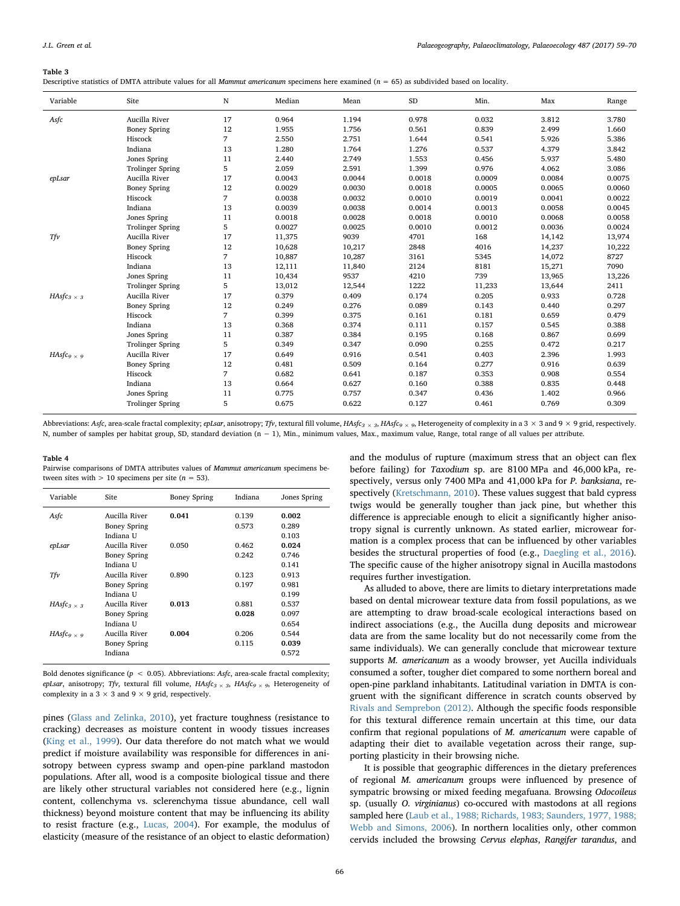**Table 3**
Descriptive statistics of DMTA attribute values for all *Mammut americanum* specimens here examined (n = 65) as subdivided based on locality.

| Variable | Site | N | Median | Mean | SD | Min. | Max | Range |
|---|---|---|---|---|---|---|---|---|
| *Asfc* | Aucilla River | 17 | 0.964 | 1.194 | 0.978 | 0.032 | 3.812 | 3.780 |
| | Boney Spring | 12 | 1.955 | 1.756 | 0.561 | 0.839 | 2.499 | 1.660 |
| | Hiscock | 7 | 2.550 | 2.751 | 1.644 | 0.541 | 5.926 | 5.386 |
| | Indiana | 13 | 1.280 | 1.764 | 1.276 | 0.537 | 4.379 | 3.842 |
| | Jones Spring | 11 | 2.440 | 2.749 | 1.553 | 0.456 | 5.937 | 5.480 |
| | Trolinger Spring | 5 | 2.059 | 2.591 | 1.399 | 0.976 | 4.062 | 3.086 |
| *epLsar* | Aucilla River | 17 | 0.0043 | 0.0044 | 0.0018 | 0.0009 | 0.0084 | 0.0075 |
| | Boney Spring | 12 | 0.0029 | 0.0030 | 0.0018 | 0.0005 | 0.0065 | 0.0060 |
| | Hiscock | 7 | 0.0038 | 0.0032 | 0.0010 | 0.0019 | 0.0041 | 0.0022 |
| | Indiana | 13 | 0.0039 | 0.0038 | 0.0014 | 0.0013 | 0.0058 | 0.0045 |
| | Jones Spring | 11 | 0.0018 | 0.0028 | 0.0018 | 0.0010 | 0.0068 | 0.0058 |
| | Trolinger Spring | 5 | 0.0027 | 0.0025 | 0.0010 | 0.0012 | 0.0036 | 0.0024 |
| *Tfv* | Aucilla River | 17 | 11,375 | 9039 | 4701 | 168 | 14,142 | 13,974 |
| | Boney Spring | 12 | 10,628 | 10,217 | 2848 | 4016 | 14,237 | 10,222 |
| | Hiscock | 7 | 10,887 | 10,287 | 3161 | 5345 | 14,072 | 8727 |
| | Indiana | 13 | 12,111 | 11,840 | 2124 | 8181 | 15,271 | 7090 |
| | Jones Spring | 11 | 10,434 | 9537 | 4210 | 739 | 13,965 | 13,226 |
| | Trolinger Spring | 5 | 13,012 | 12,544 | 1222 | 11,233 | 13,644 | 2411 |
| $HAsfc_{3\times3}$ | Aucilla River | 17 | 0.379 | 0.409 | 0.174 | 0.205 | 0.933 | 0.728 |
| | Boney Spring | 12 | 0.249 | 0.276 | 0.089 | 0.143 | 0.440 | 0.297 |
| | Hiscock | 7 | 0.399 | 0.375 | 0.161 | 0.181 | 0.659 | 0.479 |
| | Indiana | 13 | 0.368 | 0.374 | 0.111 | 0.157 | 0.545 | 0.388 |
| | Jones Spring | 11 | 0.387 | 0.384 | 0.195 | 0.168 | 0.867 | 0.699 |
| | Trolinger Spring | 5 | 0.349 | 0.347 | 0.090 | 0.255 | 0.472 | 0.217 |
| $HAsfc_{9\times9}$ | Aucilla River | 17 | 0.649 | 0.916 | 0.541 | 0.403 | 2.396 | 1.993 |
| | Boney Spring | 12 | 0.481 | 0.509 | 0.164 | 0.277 | 0.916 | 0.639 |
| | Hiscock | 7 | 0.682 | 0.641 | 0.187 | 0.353 | 0.908 | 0.554 |
| | Indiana | 13 | 0.664 | 0.627 | 0.160 | 0.388 | 0.835 | 0.448 |
| | Jones Spring | 11 | 0.775 | 0.757 | 0.347 | 0.436 | 1.402 | 0.966 |
| | Trolinger Spring | 5 | 0.675 | 0.622 | 0.127 | 0.461 | 0.769 | 0.309 |

Abbreviations: *Asfc*, area-scale fractal complexity; *epLsar*, anisotropy; *Tfv*, textural fill volume, $HAsfc_{3\times3}$, $HAsfc_{9\times9}$, Heterogeneity of complexity in a 3 × 3 and 9 × 9 grid, respectively. N, number of samples per habitat group, SD, standard deviation (n − 1), Min., minimum values, Max., maximum value, Range, total range of all values per attribute.

**Table 4**
Pairwise comparisons of DMTA attributes values of *Mammut americanum* specimens between sites with > 10 specimens per site (n = 53).

| Variable | Site | Boney Spring | Indiana | Jones Spring |
|---|---|---|---|---|
| *Asfc* | Aucilla River | **0.041** | 0.139 | **0.002** |
| | Boney Spring | | 0.573 | 0.289 |
| | Indiana U | | | 0.103 |
| *epLsar* | Aucilla River | 0.050 | 0.462 | **0.024** |
| | Boney Spring | | 0.242 | 0.746 |
| | Indiana U | | | 0.141 |
| *Tfv* | Aucilla River | 0.890 | 0.123 | 0.913 |
| | Boney Spring | | 0.197 | 0.981 |
| | Indiana U | | | 0.199 |
| $HAsfc_{3\times3}$ | Aucilla River | **0.013** | 0.881 | 0.537 |
| | Boney Spring | | **0.028** | 0.097 |
| | Indiana U | | | 0.654 |
| $HAsfc_{9\times9}$ | Aucilla River | **0.004** | 0.206 | 0.544 |
| | Boney Spring | | 0.115 | **0.039** |
| | Indiana | | | 0.572 |

Bold denotes significance ($p < 0.05$). Abbreviations: *Asfc*, area-scale fractal complexity; *epLsar*, anisotropy; *Tfv*, textural fill volume, $HAsfc_{3\times3}$, $HAsfc_{9\times9}$, Heterogeneity of complexity in a 3 × 3 and 9 × 9 grid, respectively.

pines (Glass and Zelinka, 2010), yet fracture toughness (resistance to cracking) decreases as moisture content in woody tissues increases (King et al., 1999). Our data therefore do not match what we would predict if moisture availability was responsible for differences in anisotropy between cypress swamp and open-pine parkland mastodon populations. After all, wood is a composite biological tissue and there are likely other structural variables not considered here (e.g., lignin content, collenchyma vs. sclerenchyma tissue abundance, cell wall thickness) beyond moisture content that may be influencing its ability to resist fracture (e.g., Lucas, 2004). For example, the modulus of elasticity (measure of the resistance of an object to elastic deformation) and the modulus of rupture (maximum stress that an object can flex before failing) for *Taxodium* sp. are 8100 MPa and 46,000 kPa, respectively, versus only 7400 MPa and 41,000 kPa for *P. banksiana*, respectively (Kretschmann, 2010). These values suggest that bald cypress twigs would be generally tougher than jack pine, but whether this difference is appreciable enough to elicit a significantly higher anisotropy signal is currently unknown. As stated earlier, microwear formation is a complex process that can be influenced by other variables besides the structural properties of food (e.g., Daegling et al., 2016). The specific cause of the higher anisotropy signal in Aucilla mastodons requires further investigation.

As alluded to above, there are limits to dietary interpretations made based on dental microwear texture data from fossil populations, as we are attempting to draw broad-scale ecological interactions based on indirect associations (e.g., the Aucilla dung deposits and microwear data are from the same locality but do not necessarily come from the same individuals). We can generally conclude that microwear texture supports *M. americanum* as a woody browser, yet Aucilla individuals consumed a softer, tougher diet compared to some northern boreal and open-pine parkland inhabitants. Latitudinal variation in DMTA is congruent with the significant difference in scratch counts observed by Rivals and Semprebon (2012). Although the specific foods responsible for this textural difference remain uncertain at this time, our data confirm that regional populations of *M. americanum* were capable of adapting their diet to available vegetation across their range, supporting plasticity in their browsing niche.

It is possible that geographic differences in the dietary preferences of regional *M. americanum* groups were influenced by presence of sympatric browsing or mixed feeding megafauna. Browsing *Odocoileus* sp. (usually *O. virginianus*) co-occured with mastodons at all regions sampled here (Laub et al., 1988; Richards, 1983; Saunders, 1977, 1988; Webb and Simons, 2006). In northern localities only, other common cervids included the browsing *Cervus elephas*, *Rangifer tarandus*, and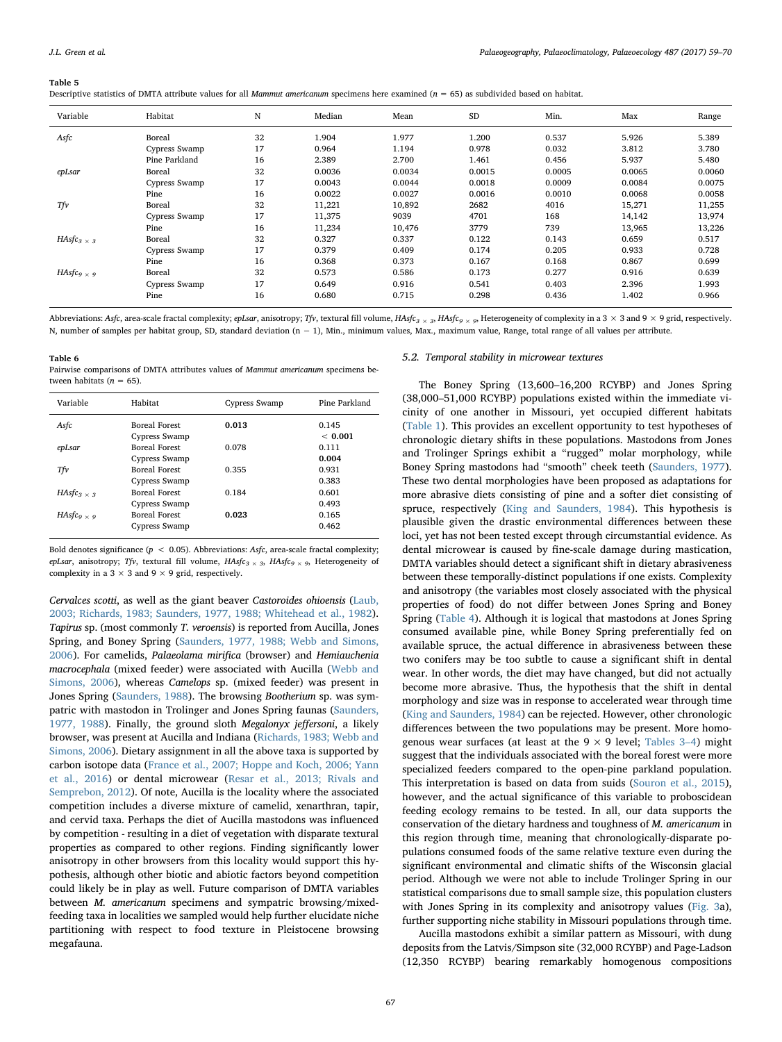**Table 5**
Descriptive statistics of DMTA attribute values for all *Mammut americanum* specimens here examined (n = 65) as subdivided based on habitat.

| Variable | Habitat | N | Median | Mean | SD | Min. | Max | Range |
|---|---|---|---|---|---|---|---|---|
| *Asfc* | Boreal | 32 | 1.904 | 1.977 | 1.200 | 0.537 | 5.926 | 5.389 |
| | Cypress Swamp | 17 | 0.964 | 1.194 | 0.978 | 0.032 | 3.812 | 3.780 |
| | Pine Parkland | 16 | 2.389 | 2.700 | 1.461 | 0.456 | 5.937 | 5.480 |
| *epLsar* | Boreal | 32 | 0.0036 | 0.0034 | 0.0015 | 0.0005 | 0.0065 | 0.0060 |
| | Cypress Swamp | 17 | 0.0043 | 0.0044 | 0.0018 | 0.0009 | 0.0084 | 0.0075 |
| | Pine | 16 | 0.0022 | 0.0027 | 0.0016 | 0.0010 | 0.0068 | 0.0058 |
| *Tfv* | Boreal | 32 | 11,221 | 10,892 | 2682 | 4016 | 15,271 | 11,255 |
| | Cypress Swamp | 17 | 11,375 | 9039 | 4701 | 168 | 14,142 | 13,974 |
| | Pine | 16 | 11,234 | 10,476 | 3779 | 739 | 13,965 | 13,226 |
| $HAsfc_{3\times3}$ | Boreal | 32 | 0.327 | 0.337 | 0.122 | 0.143 | 0.659 | 0.517 |
| | Cypress Swamp | 17 | 0.379 | 0.409 | 0.174 | 0.205 | 0.933 | 0.728 |
| | Pine | 16 | 0.368 | 0.373 | 0.167 | 0.168 | 0.867 | 0.699 |
| $HAsfc_{9\times9}$ | Boreal | 32 | 0.573 | 0.586 | 0.173 | 0.277 | 0.916 | 0.639 |
| | Cypress Swamp | 17 | 0.649 | 0.916 | 0.541 | 0.403 | 2.396 | 1.993 |
| | Pine | 16 | 0.680 | 0.715 | 0.298 | 0.436 | 1.402 | 0.966 |

Abbreviations: *Asfc*, area-scale fractal complexity; *epLsar*, anisotropy; *Tfv*, textural fill volume, $HAsfc_{3\times3}$, $HAsfc_{9\times9}$, Heterogeneity of complexity in a 3 × 3 and 9 × 9 grid, respectively. N, number of samples per habitat group, SD, standard deviation (n − 1), Min., minimum values, Max., maximum value, Range, total range of all values per attribute.

**Table 6**
Pairwise comparisons of DMTA attributes values of *Mammut americanum* specimens between habitats (n = 65).

| Variable | Habitat | Cypress Swamp | Pine Parkland |
|---|---|---|---|
| *Asfc* | Boreal Forest | **0.013** | 0.145 |
| | Cypress Swamp | | **< 0.001** |
| *epLsar* | Boreal Forest | 0.078 | 0.111 |
| | Cypress Swamp | | **0.004** |
| *Tfv* | Boreal Forest | 0.355 | 0.931 |
| | Cypress Swamp | | 0.383 |
| $HAsfc_{3\times3}$ | Boreal Forest | 0.184 | 0.601 |
| | Cypress Swamp | | 0.493 |
| $HAsfc_{9\times9}$ | Boreal Forest | **0.023** | 0.165 |
| | Cypress Swamp | | 0.462 |

Bold denotes significance ($p < 0.05$). Abbreviations: *Asfc*, area-scale fractal complexity; *epLsar*, anisotropy; *Tfv*, textural fill volume, $HAsfc_{3\times3}$, $HAsfc_{9\times9}$, Heterogeneity of complexity in a 3 × 3 and 9 × 9 grid, respectively.

*Cervalces scotti*, as well as the giant beaver *Castoroides ohioensis* (Laub, 2003; Richards, 1983; Saunders, 1977, 1988; Whitehead et al., 1982). *Tapirus* sp. (most commonly *T. veroensis*) is reported from Aucilla, Jones Spring, and Boney Spring (Saunders, 1977, 1988; Webb and Simons, 2006). For camelids, *Palaeolama mirifica* (browser) and *Hemiauchenia macrocephala* (mixed feeder) were associated with Aucilla (Webb and Simons, 2006), whereas *Camelops* sp. (mixed feeder) was present in Jones Spring (Saunders, 1988). The browsing *Bootherium* sp. was sympatric with mastodon in Trolinger and Jones Spring faunas (Saunders, 1977, 1988). Finally, the ground sloth *Megalonyx jeffersoni*, a likely browser, was present at Aucilla and Indiana (Richards, 1983; Webb and Simons, 2006). Dietary assignment in all the above taxa is supported by carbon isotope data (France et al., 2007; Hoppe and Koch, 2006; Yann et al., 2016) or dental microwear (Resar et al., 2013; Rivals and Semprebon, 2012). Of note, Aucilla is the locality where the associated competition includes a diverse mixture of camelid, xenarthran, tapir, and cervid taxa. Perhaps the diet of Aucilla mastodons was influenced by competition - resulting in a diet of vegetation with disparate textural properties as compared to other regions. Finding significantly lower anisotropy in other browsers from this locality would support this hypothesis, although other biotic and abiotic factors beyond competition could likely be in play as well. Future comparison of DMTA variables between *M. americanum* specimens and sympatric browsing/mixed-feeding taxa in localities we sampled would help further elucidate niche partitioning with respect to food texture in Pleistocene browsing megafauna.

### 5.2. Temporal stability in microwear textures

The Boney Spring (13,600–16,200 RCYBP) and Jones Spring (38,000–51,000 RCYBP) populations existed within the immediate vicinity of one another in Missouri, yet occupied different habitats (Table 1). This provides an excellent opportunity to test hypotheses of chronologic dietary shifts in these populations. Mastodons from Jones and Trolinger Springs exhibit a "rugged" molar morphology, while Boney Spring mastodons had "smooth" cheek teeth (Saunders, 1977). These two dental morphologies have been proposed as adaptations for more abrasive diets consisting of pine and a softer diet consisting of spruce, respectively (King and Saunders, 1984). This hypothesis is plausible given the drastic environmental differences between these loci, yet has not been tested except through circumstantial evidence. As dental microwear is caused by fine-scale damage during mastication, DMTA variables should detect a significant shift in dietary abrasiveness between these temporally-distinct populations if one exists. Complexity and anisotropy (the variables most closely associated with the physical properties of food) do not differ between Jones Spring and Boney Spring (Table 4). Although it is logical that mastodons at Jones Spring consumed available pine, while Boney Spring preferentially fed on available spruce, the actual difference in abrasiveness between these two conifers may be too subtle to cause a significant shift in dental wear. In other words, the diet may have changed, but did not actually become more abrasive. Thus, the hypothesis that the shift in dental morphology and size was in response to accelerated wear through time (King and Saunders, 1984) can be rejected. However, other chronologic differences between the two populations may be present. More homogenous wear surfaces (at least at the 9 × 9 level; Tables 3–4) might suggest that the individuals associated with the boreal forest were more specialized feeders compared to the open-pine parkland population. This interpretation is based on data from suids (Souron et al., 2015), however, and the actual significance of this variable to proboscidean feeding ecology remains to be tested. In all, our data supports the conservation of the dietary hardness and toughness of *M. americanum* in this region through time, meaning that chronologically-disparate populations consumed foods of the same relative texture even during the significant environmental and climatic shifts of the Wisconsin glacial period. Although we were not able to include Trolinger Spring in our statistical comparisons due to small sample size, this population clusters with Jones Spring in its complexity and anisotropy values (Fig. 3a), further supporting niche stability in Missouri populations through time.

Aucilla mastodons exhibit a similar pattern as Missouri, with dung deposits from the Latvis/Simpson site (32,000 RCYBP) and Page-Ladson (12,350 RCYBP) bearing remarkably homogenous compositions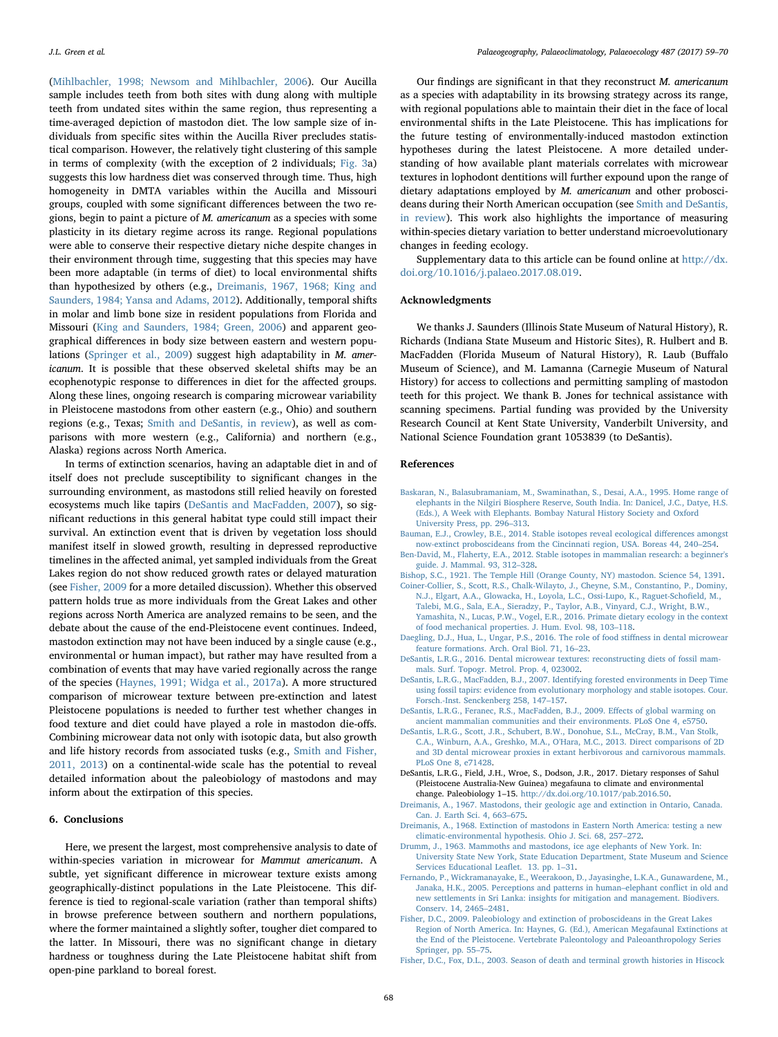(Mihlbachler, 1998; Newsom and Mihlbachler, 2006). Our Aucilla sample includes teeth from both sites with dung along with multiple teeth from undated sites within the same region, thus representing a time-averaged depiction of mastodon diet. The low sample size of individuals from specific sites within the Aucilla River precludes statistical comparison. However, the relatively tight clustering of this sample in terms of complexity (with the exception of 2 individuals; Fig. 3a) suggests this low hardness diet was conserved through time. Thus, high homogeneity in DMTA variables within the Aucilla and Missouri groups, coupled with some significant differences between the two regions, begin to paint a picture of *M. americanum* as a species with some plasticity in its dietary regime across its range. Regional populations were able to conserve their respective dietary niche despite changes in their environment through time, suggesting that this species may have been more adaptable (in terms of diet) to local environmental shifts than hypothesized by others (e.g., Dreimanis, 1967, 1968; King and Saunders, 1984; Yansa and Adams, 2012). Additionally, temporal shifts in molar and limb bone size in resident populations from Florida and Missouri (King and Saunders, 1984; Green, 2006) and apparent geographical differences in body size between eastern and western populations (Springer et al., 2009) suggest high adaptability in *M. americanum*. It is possible that these observed skeletal shifts may be an ecophenotypic response to differences in diet for the affected groups. Along these lines, ongoing research is comparing microwear variability in Pleistocene mastodons from other eastern (e.g., Ohio) and southern regions (e.g., Texas; Smith and DeSantis, in review), as well as comparisons with more western (e.g., California) and northern (e.g., Alaska) regions across North America.

In terms of extinction scenarios, having an adaptable diet in and of itself does not preclude susceptibility to significant changes in the surrounding environment, as mastodons still relied heavily on forested ecosystems much like tapirs (DeSantis and MacFadden, 2007), so significant reductions in this general habitat type could still impact their survival. An extinction event that is driven by vegetation loss should manifest itself in slowed growth, resulting in depressed reproductive timelines in the affected animal, yet sampled individuals from the Great Lakes region do not show reduced growth rates or delayed maturation (see Fisher, 2009 for a more detailed discussion). Whether this observed pattern holds true as more individuals from the Great Lakes and other regions across North America are analyzed remains to be seen, and the debate about the cause of the end-Pleistocene event continues. Indeed, mastodon extinction may not have been induced by a single cause (e.g., environmental or human impact), but rather may have resulted from a combination of events that may have varied regionally across the range of the species (Haynes, 1991; Widga et al., 2017a). A more structured comparison of microwear texture between pre-extinction and latest Pleistocene populations is needed to further test whether changes in food texture and diet could have played a role in mastodon die-offs. Combining microwear data not only with isotopic data, but also growth and life history records from associated tusks (e.g., Smith and Fisher, 2011, 2013) on a continental-wide scale has the potential to reveal detailed information about the paleobiology of mastodons and may inform about the extirpation of this species.

## 6. Conclusions

Here, we present the largest, most comprehensive analysis to date of within-species variation in microwear for *Mammut americanum*. A subtle, yet significant difference in microwear texture exists among geographically-distinct populations in the Late Pleistocene. This difference is tied to regional-scale variation (rather than temporal shifts) in browse preference between southern and northern populations, where the former maintained a slightly softer, tougher diet compared to the latter. In Missouri, there was no significant change in dietary hardness or toughness during the Late Pleistocene habitat shift from open-pine parkland to boreal forest.

Our findings are significant in that they reconstruct *M. americanum* as a species with adaptability in its browsing strategy across its range, with regional populations able to maintain their diet in the face of local environmental shifts in the Late Pleistocene. This has implications for the future testing of environmentally-induced mastodon extinction hypotheses during the latest Pleistocene. A more detailed understanding of how available plant materials correlates with microwear textures in lophodont dentitions will further expound upon the range of dietary adaptations employed by *M. americanum* and other proboscideans during their North American occupation (see Smith and DeSantis, in review). This work also highlights the importance of measuring within-species dietary variation to better understand microevolutionary changes in feeding ecology.

Supplementary data to this article can be found online at http://dx.doi.org/10.1016/j.palaeo.2017.08.019.

## Acknowledgments

We thanks J. Saunders (Illinois State Museum of Natural History), R. Richards (Indiana State Museum and Historic Sites), R. Hulbert and B. MacFadden (Florida Museum of Natural History), R. Laub (Buffalo Museum of Science), and M. Lamanna (Carnegie Museum of Natural History) for access to collections and permitting sampling of mastodon teeth for this project. We thank B. Jones for technical assistance with scanning specimens. Partial funding was provided by the University Research Council at Kent State University, Vanderbilt University, and National Science Foundation grant 1053839 (to DeSantis).

## References

Baskaran, N., Balasubramaniam, M., Swaminathan, S., Desai, A.A., 1995. Home range of elephants in the Nilgiri Biosphere Reserve, South India. In: Danicel, J.C., Datye, H.S. (Eds.), A Week with Elephants. Bombay Natural History Society and Oxford University Press, pp. 296–313.

Bauman, E.J., Crowley, B.E., 2014. Stable isotopes reveal ecological differences amongst now-extinct proboscideans from the Cincinnati region, USA. Boreas 44, 240–254.

Ben-David, M., Flaherty, E.A., 2012. Stable isotopes in mammalian research: a beginner's guide. J. Mammal. 93, 312–328.

Bishop, S.C., 1921. The Temple Hill (Orange County, NY) mastodon. Science 54, 1391.

Coiner-Collier, S., Scott, R.S., Chalk-Wilayto, J., Cheyne, S.M., Constantino, P., Dominy, N.J., Elgart, A.A., Glowacka, H., Loyola, L.C., Ossi-Lupo, K., Raguet-Schofield, M., Talebi, M.G., Sala, E.A., Sieradzy, P., Taylor, A.B., Vinyard, C.J., Wright, B.W., Yamashita, N., Lucas, P.W., Vogel, E.R., 2016. Primate dietary ecology in the context of food mechanical properties. J. Hum. Evol. 98, 103–118.

Daegling, D.J., Hua, L., Ungar, P.S., 2016. The role of food stiffness in dental microwear feature formations. Arch. Oral Biol. 71, 16–23.

DeSantis, L.R.G., 2016. Dental microwear textures: reconstructing diets of fossil mammals. Surf. Topogr. Metrol. Prop. 4, 023002.

DeSantis, L.R.G., MacFadden, B.J., 2007. Identifying forested environments in Deep Time using fossil tapirs: evidence from evolutionary morphology and stable isotopes. Cour. Forsch.-Inst. Senckenberg 258, 147–157.

DeSantis, L.R.G., Feranec, R.S., MacFadden, B.J., 2009. Effects of global warming on ancient mammalian communities and their environments. PLoS One 4, e5750.

DeSantis, L.R.G., Scott, J.R., Schubert, B.W., Donohue, S.L., McCray, B.M., Van Stolk, C.A., Winburn, A.A., Greshko, M.A., O'Hara, M.C., 2013. Direct comparisons of 2D and 3D dental microwear proxies in extant herbivorous and carnivorous mammals. PLoS One 8, e71428.

DeSantis, L.R.G., Field, J.H., Wroe, S., Dodson, J.R., 2017. Dietary responses of Sahul (Pleistocene Australia-New Guinea) megafauna to climate and environmental change. Paleobiology 1–15. http://dx.doi.org/10.1017/pab.2016.50.

Dreimanis, A., 1967. Mastodons, their geologic age and extinction in Ontario, Canada. Can. J. Earth Sci. 4, 663–675.

Dreimanis, A., 1968. Extinction of mastodons in Eastern North America: testing a new climatic-environmental hypothesis. Ohio J. Sci. 68, 257–272.

Drumm, J., 1963. Mammoths and mastodons, ice age elephants of New York. In: University State New York, State Education Department, State Museum and Science Services Educational Leaflet. 13. pp. 1–31.

Fernando, P., Wickramanayake, E., Weerakoon, D., Jayasinghe, L.K.A., Gunawardene, M., Janaka, H.K., 2005. Perceptions and patterns in human–elephant conflict in old and new settlements in Sri Lanka: insights for mitigation and management. Biodivers. Conserv. 14, 2465–2481.

Fisher, D.C., 2009. Paleobiology and extinction of proboscideans in the Great Lakes Region of North America. In: Haynes, G. (Ed.), American Megafaunal Extinctions at the End of the Pleistocene. Vertebrate Paleontology and Paleoanthropology Series Springer, pp. 55–75.

Fisher, D.C., Fox, D.L., 2003. Season of death and terminal growth histories in Hiscock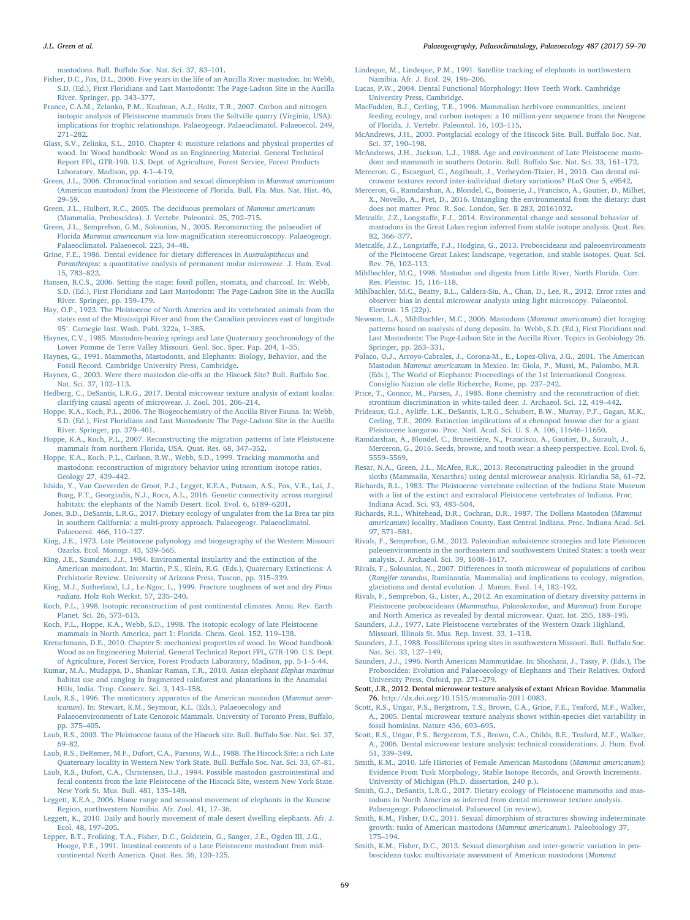mastodons. Bull. Buffalo Soc. Nat. Sci. 37, 83–101.

Fisher, D.C., Fox, D.L., 2006. Five years in the life of an Aucilla River mastodon. In: Webb, S.D. (Ed.), First Floridians and Last Mastodonts: The Page-Ladson Site in the Aucilla River. Springer, pp. 343–377.

France, C.A.M., Zelanko, P.M., Kaufman, A.J., Holtz, T.R., 2007. Carbon and nitrogen isotopic analysis of Pleistocene mammals from the Saltville quarry (Virginia, USA): implications for trophic relationships. Palaeogeogr. Palaeoclimatol. Palaeoecol. 249, 271–282.

Glass, S.V., Zelinka, S.L., 2010. Chapter 4: moisture relations and physical properties of wood. In: Wood handbook: Wood as an Engineering Material. General Technical Report FPL, GTR-190. U.S. Dept. of Agriculture, Forest Service, Forest Products Laboratory, Madison, pp. 4-1–4-19.

Green, J.L., 2006. Chronoclinal variation and sexual dimorphism in *Mammut americanum* (American mastodon) from the Pleistocene of Florida. Bull. Fla. Mus. Nat. Hist. 46, 29–59.

Green, J.L., Hulbert, R.C., 2005. The deciduous premolars of *Mammut americanum* (Mammalia, Proboscidea). J. Vertebr. Paleontol. 25, 702–715.

Green, J.L., Semprebon, G.M., Solounias, N., 2005. Reconstructing the palaeodiet of Florida *Mammut americanum* via low-magnification stereomicroscopy. Palaeogeogr. Palaeoclimatol. Palaeoecol. 223, 34–48.

Grine, F.E., 1986. Dental evidence for dietary differences in *Australopithecus* and *Paranthropus*: a quantitative analysis of permanent molar microwear. J. Hum. Evol. 15, 783–822.

Hansen, B.C.S., 2006. Setting the stage: fossil pollen, stomata, and charcoal. In: Webb, S.D. (Ed.), First Floridians and Last Mastodonts: The Page-Ladson Site in the Aucilla River. Springer, pp. 159–179.

Hay, O.P., 1923. The Pleistocene of North America and its vertebrated animals from the states east of the Mississippi River and from the Canadian provinces east of longitude 95°. Carnegie Inst. Wash. Publ. 322a, 1–385.

Haynes, C.V., 1985. Mastodon-bearing springs and Late Quaternary geochronology of the Lower Pomme de Terre Valley Missouri. Geol. Soc. Spec. Pap. 204, 1–35.

Haynes, G., 1991. Mammoths, Mastodonts, and Elephants: Biology, Behavior, and the Fossil Record. Cambridge University Press, Cambridge.

Haynes, G., 2003. Were there mastodon die-offs at the Hiscock Site? Bull. Buffalo Soc. Nat. Sci. 37, 102–113.

Hedberg, C., DeSantis, L.R.G., 2017. Dental microwear texture analysis of extant koalas: clarifying causal agents of microwear. J. Zool. 301, 206–214.

Hoppe, K.A., Koch, P.L., 2006. The Biogeochemistry of the Aucilla River Fauna. In: Webb, S.D. (Ed.), First Floridians and Last Mastodonts: The Page-Ladson Site in the Aucilla River. Springer, pp. 379–401.

Hoppe, K.A., Koch, P.L., 2007. Reconstructing the migration patterns of late Pleistocene mammals from northern Florida, USA. Quat. Res. 68, 347–352.

Hoppe, K.A., Koch, P.L., Carlson, R.W., Webb, S.D., 1999. Tracking mammoths and mastodons: reconstruction of migratory behavior using strontium isotope ratios. Geology 27, 439–442.

Ishida, Y., Van Coeverden de Groot, P.J., Legget, K.E.A., Putnam, A.S., Fox, V.E., Lai, J., Boag, P.T., Georgiadis, N.J., Roca, A.L., 2016. Genetic connectivity across marginal habitats: the elephants of the Namib Desert. Ecol. Evol. 6, 6189–6201.

Jones, B.D., DeSantis, L.R.G., 2017. Dietary ecology of ungulates from the La Brea tar pits in southern California: a multi-proxy approach. Palaeogeogr. Palaeoclimatol. Palaeoecol. 466, 110–127.

King, J.E., 1973. Late Pleistocene palynology and biogeography of the Western Missouri Ozarks. Ecol. Monogr. 43, 539–565.

King, J.E., Saunders, J.J., 1984. Environmental insularity and the extinction of the American mastodont. In: Martin, P.S., Klein, R.G. (Eds.), Quaternary Extinctions: A Prehistoric Review. University of Arizona Press, Tuscon, pp. 315–339.

King, M.J., Sutherland, I.J., Le-Ngoc, L., 1999. Fracture toughness of wet and dry *Pinus radiata*. Holz Roh Werkst. 57, 235–240.

Koch, P.L., 1998. Isotopic reconstruction of past continental climates. Annu. Rev. Earth Planet. Sci. 26, 573–613.

Koch, P.L., Hoppe, K.A., Webb, S.D., 1998. The isotopic ecology of late Pleistocene mammals in North America, part 1: Florida. Chem. Geol. 152, 119–138.

Kretschmann, D.E., 2010. Chapter 5: mechanical properties of wood. In: Wood handbook: Wood as an Engineering Material. General Technical Report FPL, GTR-190. U.S. Dept. of Agriculture, Forest Service, Forest Products Laboratory, Madison, pp. 5-1–5-44.

Kumar, M.A., Mudappa, D., Shankar Raman, T.R., 2010. Asian elephant *Elephas maximus* habitat use and ranging in fragmented rainforest and plantations in the Anamalai Hills, India. Trop. Conserv. Sci. 3, 143–158.

Laub, R.S., 1996. The masticatory apparatus of the American mastodon (*Mammut americanum*). In: Stewart, K.M., Seymour, K.L. (Eds.), Palaeoecology and Palaeoenvironments of Late Cenozoic Mammals. University of Toronto Press, Buffalo, pp. 375–405.

Laub, R.S., 2003. The Pleistocene fauna of the Hiscock site. Bull. Buffalo Soc. Nat. Sci. 37, 69–82.

Laub, R.S., DeRemer, M.F., Dufort, C.A., Parsons, W.L., 1988. The Hiscock Site: a rich Late Quaternary locality in Western New York State. Bull. Buffalo Soc. Nat. Sci. 33, 67–81.

Laub, R.S., Dufort, C.A., Christensen, D.J., 1994. Possible mastodon gastrointestinal and fecal contents from the late Pleistocene of the Hiscock Site, western New York State. New York St. Mus. Bull. 481, 135–148.

Leggett, K.E.A., 2006. Home range and seasonal movement of elephants in the Kunene Region, northwestern Namibia. Afr. Zool. 41, 17–36.

Leggett, K., 2010. Daily and hourly movement of male desert dwelling elephants. Afr. J. Ecol. 48, 197–205.

Lepper, B.T., Frolking, T.A., Fisher, D.C., Goldstein, G., Sanger, J.E., Ogden III, J.G., Hooge, P.E., 1991. Intestinal contents of a Late Pleistocene mastodont from mid-continental North America. Quat. Res. 36, 120–125.

Lindeque, M., Lindeque, P.M., 1991. Satellite tracking of elephants in northwestern Namibia. Afr. J. Ecol. 29, 196–206.

Lucas, P.W., 2004. Dental Functional Morphology: How Teeth Work. Cambridge University Press, Cambridge.

MacFadden, B.J., Cerling, T.E., 1996. Mammalian herbivore communities, ancient feeding ecology, and carbon isotopes: a 10 million-year sequence from the Neogene of Florida. J. Vertebr. Paleontol. 16, 103–115.

McAndrews, J.H., 2003. Postglacial ecology of the Hiscock Site. Bull. Buffalo Soc. Nat. Sci. 37, 190–198.

McAndrews, J.H., Jackson, L.J., 1988. Age and environment of Late Pleistocene mastodont and mammoth in southern Ontario. Bull. Buffalo Soc. Nat. Sci. 33, 161–172.

Merceron, G., Escarguel, G., Angibault, J., Verheyden-Tixier, H., 2010. Can dental microwear textures record inter-individual dietary variations? PLoS One 5, e9542.

Merceron, G., Ramdarshan, A., Blondel, C., Boisserie, J., Francisco, A., Gautier, D., Milhet, X., Novello, A., Pret, D., 2016. Untangling the environmental from the dietary: dust does not matter. Proc. R. Soc. London, Ser. B 283, 20161032.

Metcalfe, J.Z., Longstaffe, F.J., 2014. Environmental change and seasonal behavior of mastodons in the Great Lakes region inferred from stable isotope analysis. Quat. Res. 82, 366–377.

Metcalfe, J.Z., Longstaffe, F.J., Hodgins, G., 2013. Proboscideans and paleoenvironments of the Pleistocene Great Lakes: landscape, vegetation, and stable isotopes. Quat. Sci. Rev. 76, 102–113.

Mihlbachler, M.C., 1998. Mastodon and digesta from Little River, North Florida. Curr. Res. Pleistoc. 15, 116–118.

Mihlbachler, M.C., Beatty, B.L., Caldera-Siu, A., Chan, D., Lee, R., 2012. Error rates and observer bias in dental microwear analysis using light microscopy. Palaeontol. Electron. 15 (22p).

Newsom, L.A., Mihlbachler, M.C., 2006. Mastodons (*Mammut americanum*) diet foraging patterns based on analysis of dung deposits. In: Webb, S.D. (Ed.), First Floridians and Last Mastodonts: The Page-Ladson Site in the Aucilla River. Topics in Geobiology 26. Springer, pp. 263–331.

Polaco, O.J., Arroyo-Cabrales, J., Corona-M., E., Lopez-Oliva, J.G., 2001. The American Mastodon *Mammut americanum* in Mexico. In: Giola, P., Mussi, M., Palombo, M.R. (Eds.), The World of Elephants: Proceedings of the 1st International Congress. Consiglio Nazion ale delle Richerche, Rome, pp. 237–242.

Price, T., Connor, M., Parsen, J., 1985. Bone chemistry and the reconstruction of diet: strontium discrimination in white-tailed deer. J. Archaeol. Sci. 12, 419–442.

Prideaux, G.J., Ayliffe, L.K., DeSantis, L.R.G., Schubert, B.W., Murray, P.F., Gagan, M.K., Cerling, T.E., 2009. Extinction implications of a chenopod browse diet for a giant Pleistocene kangaroo. Proc. Natl. Acad. Sci. U. S. A. 106, 11646–11650.

Ramdarshan, A., Blondel, C., Brunetière, N., Francisco, A., Gautier, D., Surault, J., Merceron, G., 2016. Seeds, browse, and tooth wear: a sheep perspective. Ecol. Evol. 6, 5559–5569.

Resar, N.A., Green, J.L., McAfee, R.K., 2013. Reconstructing paleodiet in the ground sloths (Mammalia, Xenarthra) using dental microwear analysis. Kirlandia 58, 61–72.

Richards, R.L., 1983. The Pleistocene vertebrate collection of the Indiana State Museum with a list of the extinct and extralocal Pleistocene vertebrates of Indiana. Proc. Indiana Acad. Sci. 93, 483–504.

Richards, R.L., Whitehead, D.R., Cochran, D.R., 1987. The Dollens Mastodon (*Mammut americanum*) locality, Madison County, East Central Indiana. Proc. Indiana Acad. Sci. 97, 571–581.

Rivals, F., Semprebon, G.M., 2012. Paleoindian subsistence strategies and late Pleistocen paleoenvironments in the northeastern and southwestern United States: a tooth wear analysis. J. Archaeol. Sci. 39, 1608–1617.

Rivals, F., Solounias, N., 2007. Differences in tooth microwear of populations of caribou (*Rangifer tarandus*, Ruminantia, Mammalia) and implications to ecology, migration, glaciations and dental evolution. J. Mamm. Evol. 14, 182–192.

Rivals, F., Semprebon, G., Lister, A., 2012. An examination of dietary diversity patterns in Pleistocene proboscideans (*Mammuthus*, *Palaeoloxodon*, and *Mammut*) from Europe and North America as revealed by dental microwear. Quat. Int. 255, 188–195.

Saunders, J.J., 1977. Late Pleistocene vertebrates of the Western Ozark Highland, Missouri, Illinois St. Mus. Rep. Invest. 33, 1–118.

Saunders, J.J., 1988. Fossiliferous spring sites in southwestern Missouri. Bull. Buffalo Soc. Nat. Sci. 33, 127–149.

Saunders, J.J., 1996. North American Mammutidae. In: Shoshani, J., Tassy, P. (Eds.), The Proboscidea: Evolution and Palaeoecology of Elephants and Their Relatives. Oxford University Press, Oxford, pp. 271–279.

Scott, J.R., 2012. Dental microwear texture analysis of extant African Bovidae. Mammalia 76. http://dx.doi.org/10.1515/mammalia-2011-0083.

Scott, R.S., Ungar, P.S., Bergstrom, T.S., Brown, C.A., Grine, F.E., Teaford, M.F., Walker, A., 2005. Dental microwear texture analysis shows within-species diet variability in fossil hominins. Nature 436, 693–695.

Scott, R.S., Ungar, P.S., Bergstrom, T.S., Brown, C.A., Childs, B.E., Teaford, M.F., Walker, A., 2006. Dental microwear texture analysis: technical considerations. J. Hum. Evol. 51, 339–349.

Smith, K.M., 2010. Life Histories of Female American Mastodons (*Mammut americanum*): Evidence From Tusk Morphology, Stable Isotope Records, and Growth Increments. University of Michigan (Ph.D. dissertation, 240 p.).

Smith, G.J., DeSantis, L.R.G., 2017. Dietary ecology of Pleistocene mammoths and mastodons in North America as inferred from dental microwear texture analysis. Palaeogeogr. Palaeoclimatol. Palaeoecol (in review).

Smith, K.M., Fisher, D.C., 2011. Sexual dimorphism of structures showing indeterminate growth: tusks of American mastodons (*Mammut americanum*). Paleobiology 37, 175–194.

Smith, K.M., Fisher, D.C., 2013. Sexual dimorphism and inter-generic variation in proboscidean tusks: multivariate assessment of American mastodons (*Mammut*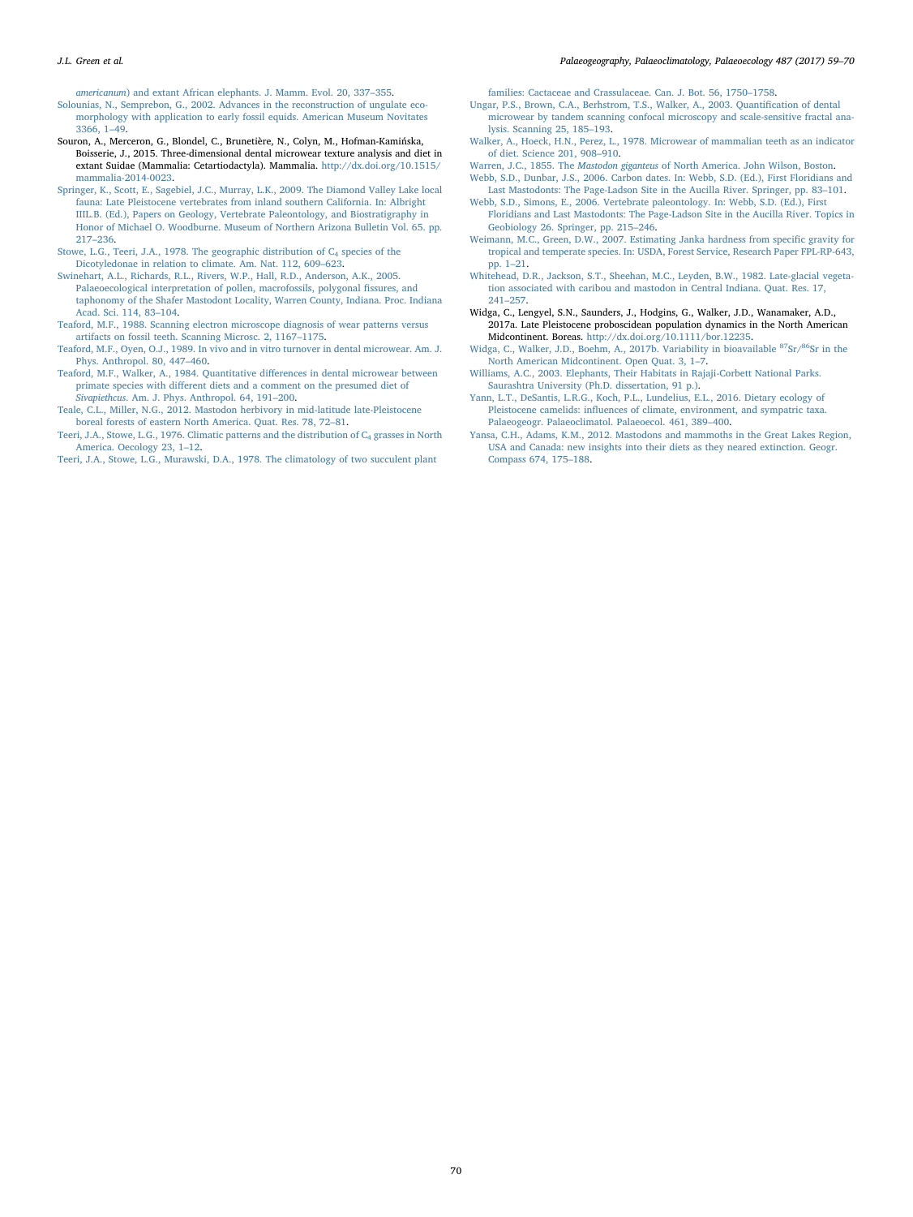*americanum*) and extant African elephants. J. Mamm. Evol. 20, 337–355.

Solounias, N., Semprebon, G., 2002. Advances in the reconstruction of ungulate ecomorphology with application to early fossil equids. American Museum Novitates 3366, 1–49.

Souron, A., Merceron, G., Blondel, C., Brunetière, N., Colyn, M., Hofman-Kamińska, Boisserie, J., 2015. Three-dimensional dental microwear texture analysis and diet in extant Suidae (Mammalia: Cetartiodactyla). Mammalia. http://dx.doi.org/10.1515/mammalia-2014-0023.

Springer, K., Scott, E., Sagebiel, J.C., Murray, L.K., 2009. The Diamond Valley Lake local fauna: Late Pleistocene vertebrates from inland southern California. In: Albright IIIL.B. (Ed.), Papers on Geology, Vertebrate Paleontology, and Biostratigraphy in Honor of Michael O. Woodburne. Museum of Northern Arizona Bulletin Vol. 65. pp. 217–236.

Stowe, L.G., Teeri, J.A., 1978. The geographic distribution of $C_4$ species of the Dicotyledonae in relation to climate. Am. Nat. 112, 609–623.

Swinehart, A.L., Richards, R.L., Rivers, W.P., Hall, R.D., Anderson, A.K., 2005. Palaeoecological interpretation of pollen, macrofossils, polygonal fissures, and taphonomy of the Shafer Mastodont Locality, Warren County, Indiana. Proc. Indiana Acad. Sci. 114, 83–104.

Teaford, M.F., 1988. Scanning electron microscope diagnosis of wear patterns versus artifacts on fossil teeth. Scanning Microsc. 2, 1167–1175.

Teaford, M.F., Oyen, O.J., 1989. In vivo and in vitro turnover in dental microwear. Am. J. Phys. Anthropol. 80, 447–460.

Teaford, M.F., Walker, A., 1984. Quantitative differences in dental microwear between primate species with different diets and a comment on the presumed diet of *Sivapiethcus*. Am. J. Phys. Anthropol. 64, 191–200.

Teale, C.L., Miller, N.G., 2012. Mastodon herbivory in mid-latitude late-Pleistocene boreal forests of eastern North America. Quat. Res. 78, 72–81.

Teeri, J.A., Stowe, L.G., 1976. Climatic patterns and the distribution of $C_4$ grasses in North America. Oecology 23, 1–12.

Teeri, J.A., Stowe, L.G., Murawski, D.A., 1978. The climatology of two succulent plant families: Cactaceae and Crassulaceae. Can. J. Bot. 56, 1750–1758.

Ungar, P.S., Brown, C.A., Berhstrom, T.S., Walker, A., 2003. Quantification of dental microwear by tandem scanning confocal microscopy and scale-sensitive fractal analysis. Scanning 25, 185–193.

Walker, A., Hoeck, H.N., Perez, L., 1978. Microwear of mammalian teeth as an indicator of diet. Science 201, 908–910.

Warren, J.C., 1855. The *Mastodon giganteus* of North America. John Wilson, Boston.

Webb, S.D., Dunbar, J.S., 2006. Carbon dates. In: Webb, S.D. (Ed.), First Floridians and Last Mastodonts: The Page-Ladson Site in the Aucilla River. Springer, pp. 83–101.

Webb, S.D., Simons, E., 2006. Vertebrate paleontology. In: Webb, S.D. (Ed.), First Floridians and Last Mastodonts: The Page-Ladson Site in the Aucilla River. Topics in Geobiology 26. Springer, pp. 215–246.

Weimann, M.C., Green, D.W., 2007. Estimating Janka hardness from specific gravity for tropical and temperate species. In: USDA, Forest Service, Research Paper FPL-RP-643, pp. 1–21.

Whitehead, D.R., Jackson, S.T., Sheehan, M.C., Leyden, B.W., 1982. Late-glacial vegetation associated with caribou and mastodon in Central Indiana. Quat. Res. 17, 241–257.

Widga, C., Lengyel, S.N., Saunders, J., Hodgins, G., Walker, J.D., Wanamaker, A.D., 2017a. Late Pleistocene proboscidean population dynamics in the North American Midcontinent. Boreas. http://dx.doi.org/10.1111/bor.12235.

Widga, C., Walker, J.D., Boehm, A., 2017b. Variability in bioavailable $^{87}Sr/^{86}Sr$ in the North American Midcontinent. Open Quat. 3, 1–7.

Williams, A.C., 2003. Elephants, Their Habitats in Rajaji-Corbett National Parks. Saurashtra University (Ph.D. dissertation, 91 p.).

Yann, L.T., DeSantis, L.R.G., Koch, P.L., Lundelius, E.L., 2016. Dietary ecology of Pleistocene camelids: influences of climate, environment, and sympatric taxa. Palaeogeogr. Palaeoclimatol. Palaeoecol. 461, 389–400.

Yansa, C.H., Adams, K.M., 2012. Mastodons and mammoths in the Great Lakes Region, USA and Canada: new insights into their diets as they neared extinction. Geogr. Compass 674, 175–188.